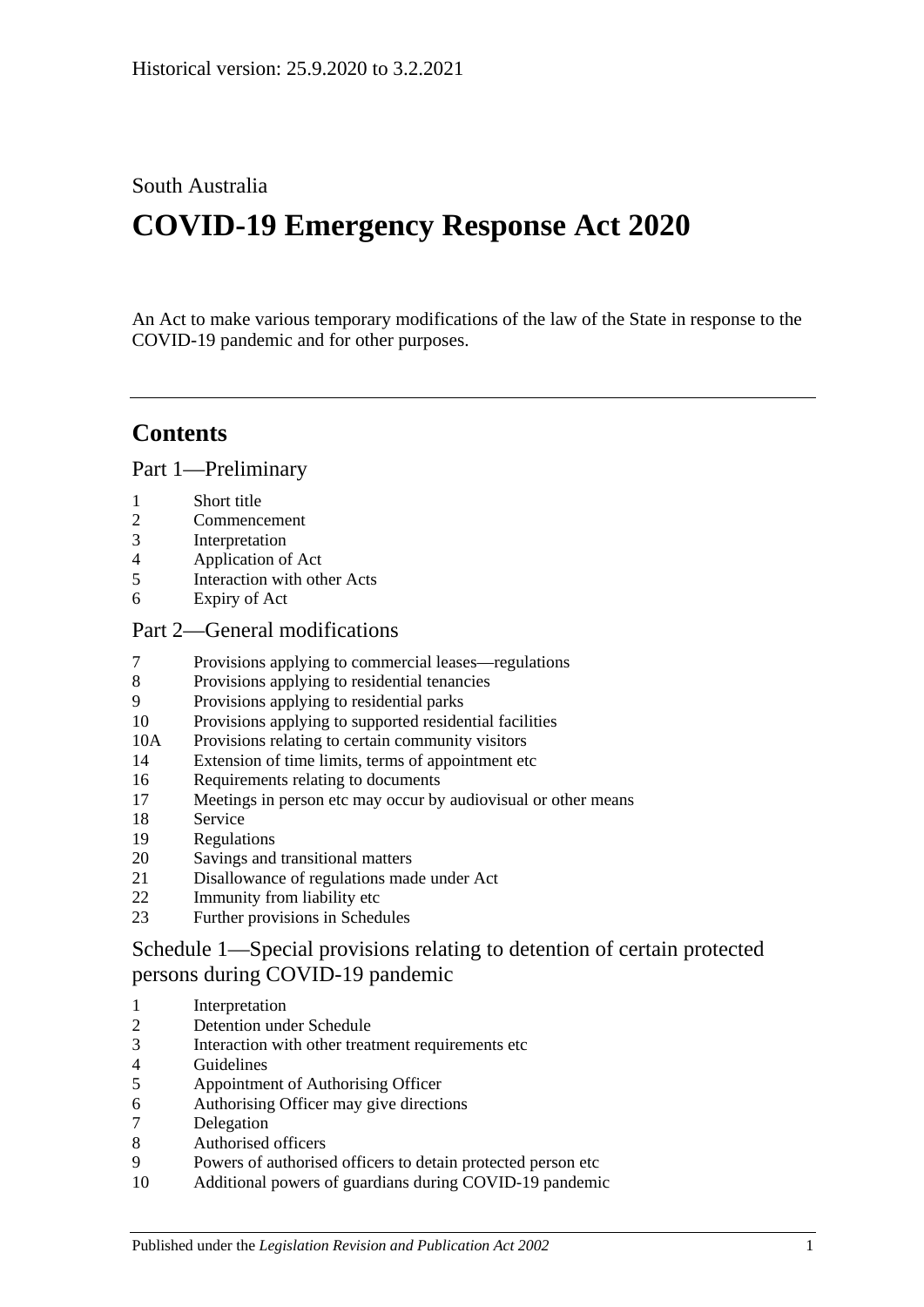Historical version: 25.9.2020 to 3.2.2021

South Australia

# COVID-19 Emergency Response Act 2020

An Act to make various temporary modifications of the law of the State in response to the COVID-19 pandemic and for other purposes.

## Contents

### Part 1—Preliminary

1 Short title
2 Commencement
3 Interpretation
4 Application of Act
5 Interaction with other Acts
6 Expiry of Act

### Part 2—General modifications

7 Provisions applying to commercial leases—regulations
8 Provisions applying to residential tenancies
9 Provisions applying to residential parks
10 Provisions applying to supported residential facilities
10A Provisions relating to certain community visitors
14 Extension of time limits, terms of appointment etc
16 Requirements relating to documents
17 Meetings in person etc may occur by audiovisual or other means
18 Service
19 Regulations
20 Savings and transitional matters
21 Disallowance of regulations made under Act
22 Immunity from liability etc
23 Further provisions in Schedules

### Schedule 1—Special provisions relating to detention of certain protected persons during COVID-19 pandemic

1 Interpretation
2 Detention under Schedule
3 Interaction with other treatment requirements etc
4 Guidelines
5 Appointment of Authorising Officer
6 Authorising Officer may give directions
7 Delegation
8 Authorised officers
9 Powers of authorised officers to detain protected person etc
10 Additional powers of guardians during COVID-19 pandemic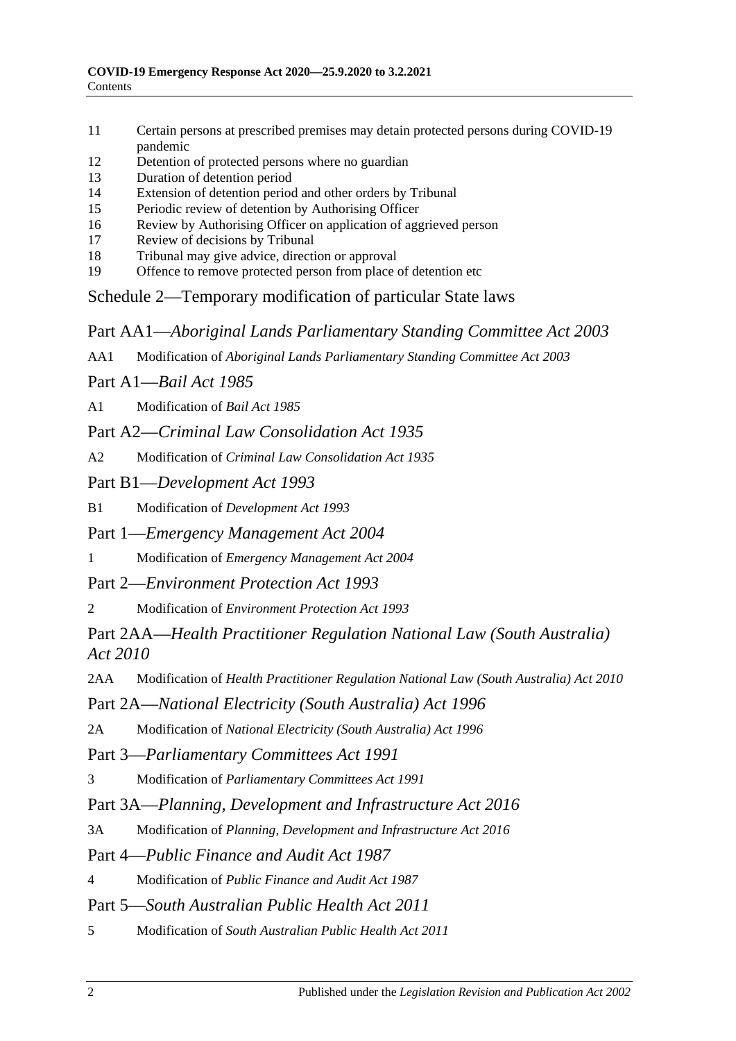11 Certain persons at prescribed premises may detain protected persons during COVID-19 pandemic
12 Detention of protected persons where no guardian
13 Duration of detention period
14 Extension of detention period and other orders by Tribunal
15 Periodic review of detention by Authorising Officer
16 Review by Authorising Officer on application of aggrieved person
17 Review of decisions by Tribunal
18 Tribunal may give advice, direction or approval
19 Offence to remove protected person from place of detention etc

## Schedule 2—Temporary modification of particular State laws

### Part AA1—*Aboriginal Lands Parliamentary Standing Committee Act 2003*

AA1 Modification of *Aboriginal Lands Parliamentary Standing Committee Act 2003*

### Part A1—*Bail Act 1985*

A1 Modification of *Bail Act 1985*

### Part A2—*Criminal Law Consolidation Act 1935*

A2 Modification of *Criminal Law Consolidation Act 1935*

### Part B1—*Development Act 1993*

B1 Modification of *Development Act 1993*

### Part 1—*Emergency Management Act 2004*

1 Modification of *Emergency Management Act 2004*

### Part 2—*Environment Protection Act 1993*

2 Modification of *Environment Protection Act 1993*

### Part 2AA—*Health Practitioner Regulation National Law (South Australia) Act 2010*

2AA Modification of *Health Practitioner Regulation National Law (South Australia) Act 2010*

### Part 2A—*National Electricity (South Australia) Act 1996*

2A Modification of *National Electricity (South Australia) Act 1996*

### Part 3—*Parliamentary Committees Act 1991*

3 Modification of *Parliamentary Committees Act 1991*

### Part 3A—*Planning, Development and Infrastructure Act 2016*

3A Modification of *Planning, Development and Infrastructure Act 2016*

### Part 4—*Public Finance and Audit Act 1987*

4 Modification of *Public Finance and Audit Act 1987*

### Part 5—*South Australian Public Health Act 2011*

5 Modification of *South Australian Public Health Act 2011*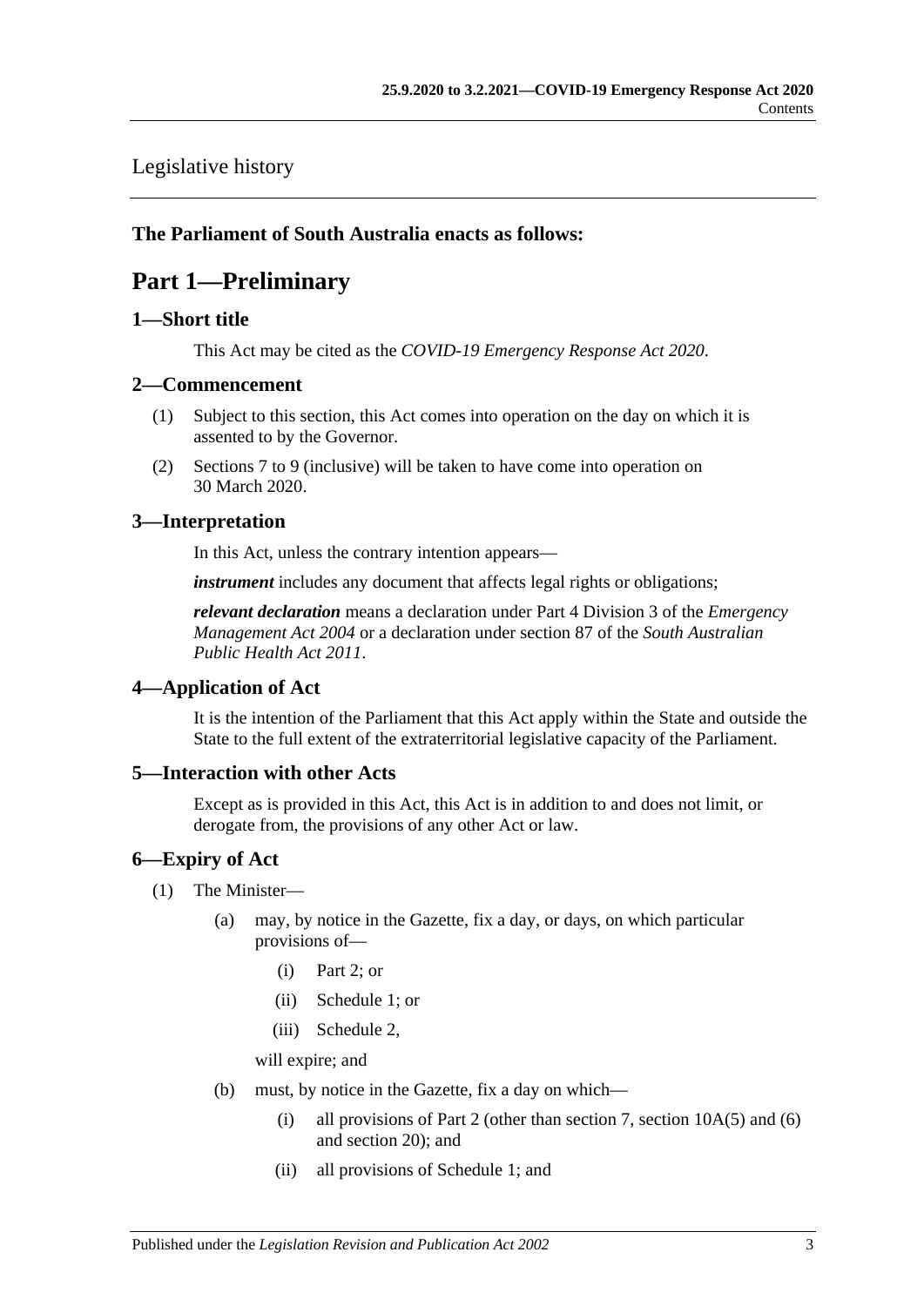Legislative history

**The Parliament of South Australia enacts as follows:**

# Part 1—Preliminary

## 1—Short title

This Act may be cited as the *COVID-19 Emergency Response Act 2020*.

## 2—Commencement

(1) Subject to this section, this Act comes into operation on the day on which it is assented to by the Governor.

(2) Sections 7 to 9 (inclusive) will be taken to have come into operation on 30 March 2020.

## 3—Interpretation

In this Act, unless the contrary intention appears—

***instrument*** includes any document that affects legal rights or obligations;

***relevant declaration*** means a declaration under Part 4 Division 3 of the *Emergency Management Act 2004* or a declaration under section 87 of the *South Australian Public Health Act 2011*.

## 4—Application of Act

It is the intention of the Parliament that this Act apply within the State and outside the State to the full extent of the extraterritorial legislative capacity of the Parliament.

## 5—Interaction with other Acts

Except as is provided in this Act, this Act is in addition to and does not limit, or derogate from, the provisions of any other Act or law.

## 6—Expiry of Act

(1) The Minister—

(a) may, by notice in the Gazette, fix a day, or days, on which particular provisions of—

(i) Part 2; or

(ii) Schedule 1; or

(iii) Schedule 2,

will expire; and

(b) must, by notice in the Gazette, fix a day on which—

(i) all provisions of Part 2 (other than section 7, section 10A(5) and (6) and section 20); and

(ii) all provisions of Schedule 1; and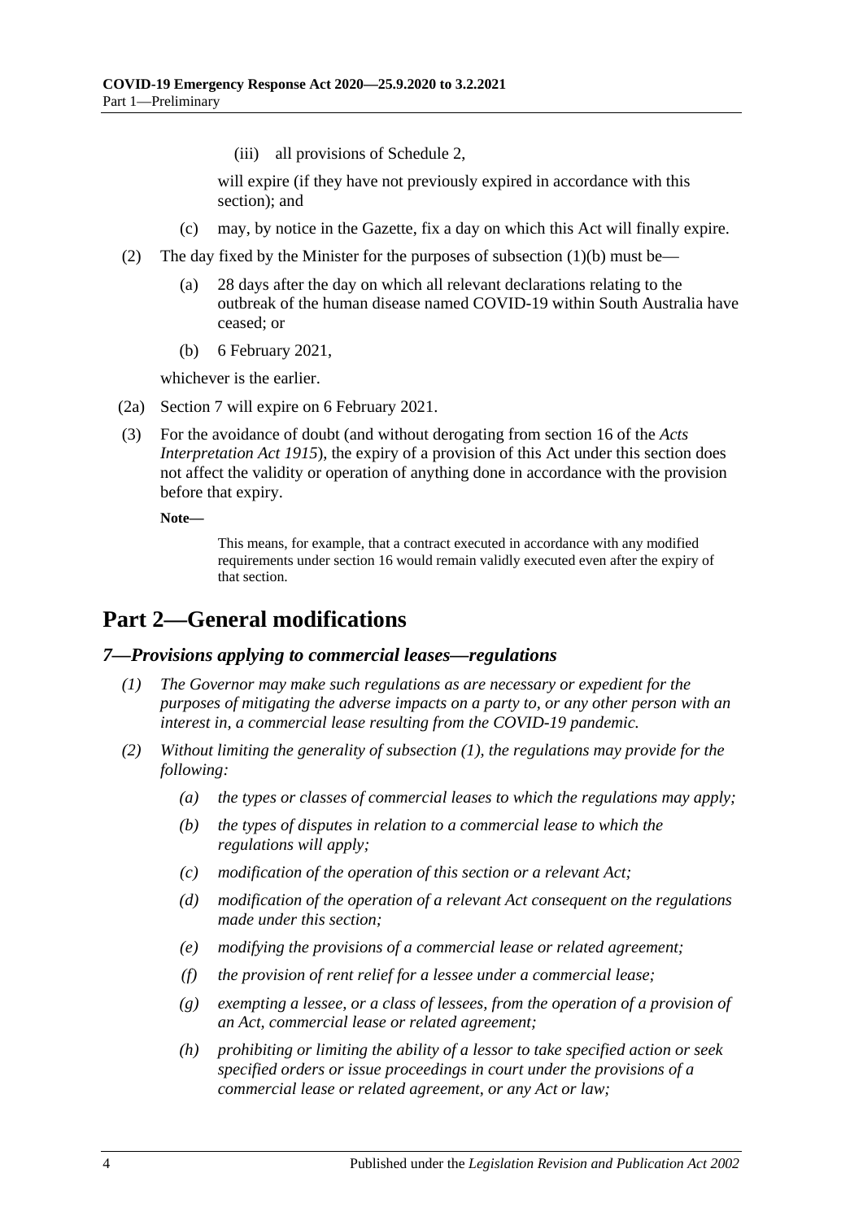(iii) all provisions of Schedule 2,

will expire (if they have not previously expired in accordance with this section); and

(c) may, by notice in the Gazette, fix a day on which this Act will finally expire.

(2) The day fixed by the Minister for the purposes of subsection (1)(b) must be—

(a) 28 days after the day on which all relevant declarations relating to the outbreak of the human disease named COVID-19 within South Australia have ceased; or

(b) 6 February 2021,

whichever is the earlier.

(2a) Section 7 will expire on 6 February 2021.

(3) For the avoidance of doubt (and without derogating from section 16 of the *Acts Interpretation Act 1915*), the expiry of a provision of this Act under this section does not affect the validity or operation of anything done in accordance with the provision before that expiry.

**Note—**

This means, for example, that a contract executed in accordance with any modified requirements under section 16 would remain validly executed even after the expiry of that section.

# Part 2—General modifications

### *7—Provisions applying to commercial leases—regulations*

*(1) The Governor may make such regulations as are necessary or expedient for the purposes of mitigating the adverse impacts on a party to, or any other person with an interest in, a commercial lease resulting from the COVID-19 pandemic.*

*(2) Without limiting the generality of subsection (1), the regulations may provide for the following:*

*(a) the types or classes of commercial leases to which the regulations may apply;*

*(b) the types of disputes in relation to a commercial lease to which the regulations will apply;*

*(c) modification of the operation of this section or a relevant Act;*

*(d) modification of the operation of a relevant Act consequent on the regulations made under this section;*

*(e) modifying the provisions of a commercial lease or related agreement;*

*(f) the provision of rent relief for a lessee under a commercial lease;*

*(g) exempting a lessee, or a class of lessees, from the operation of a provision of an Act, commercial lease or related agreement;*

*(h) prohibiting or limiting the ability of a lessor to take specified action or seek specified orders or issue proceedings in court under the provisions of a commercial lease or related agreement, or any Act or law;*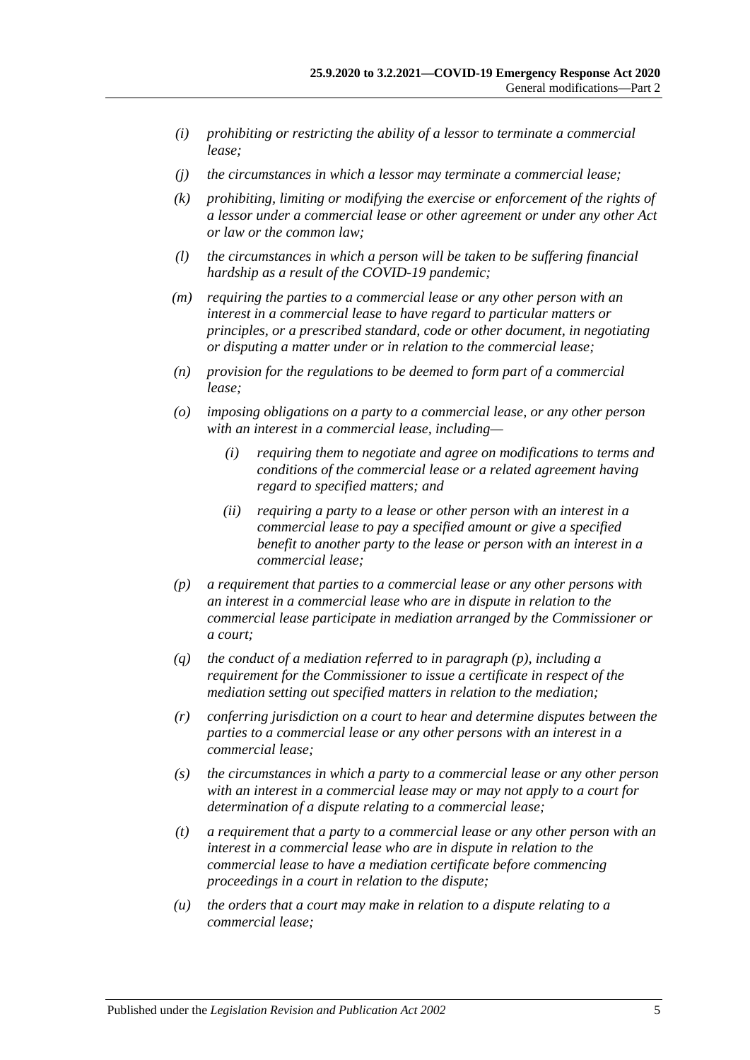- *(i)* *prohibiting or restricting the ability of a lessor to terminate a commercial lease;*
- *(j)* *the circumstances in which a lessor may terminate a commercial lease;*
- *(k)* *prohibiting, limiting or modifying the exercise or enforcement of the rights of a lessor under a commercial lease or other agreement or under any other Act or law or the common law;*
- *(l)* *the circumstances in which a person will be taken to be suffering financial hardship as a result of the COVID-19 pandemic;*
- *(m)* *requiring the parties to a commercial lease or any other person with an interest in a commercial lease to have regard to particular matters or principles, or a prescribed standard, code or other document, in negotiating or disputing a matter under or in relation to the commercial lease;*
- *(n)* *provision for the regulations to be deemed to form part of a commercial lease;*
- *(o)* *imposing obligations on a party to a commercial lease, or any other person with an interest in a commercial lease, including—*
    - *(i)* *requiring them to negotiate and agree on modifications to terms and conditions of the commercial lease or a related agreement having regard to specified matters; and*
    - *(ii)* *requiring a party to a lease or other person with an interest in a commercial lease to pay a specified amount or give a specified benefit to another party to the lease or person with an interest in a commercial lease;*
- *(p)* *a requirement that parties to a commercial lease or any other persons with an interest in a commercial lease who are in dispute in relation to the commercial lease participate in mediation arranged by the Commissioner or a court;*
- *(q)* *the conduct of a mediation referred to in paragraph (p), including a requirement for the Commissioner to issue a certificate in respect of the mediation setting out specified matters in relation to the mediation;*
- *(r)* *conferring jurisdiction on a court to hear and determine disputes between the parties to a commercial lease or any other persons with an interest in a commercial lease;*
- *(s)* *the circumstances in which a party to a commercial lease or any other person with an interest in a commercial lease may or may not apply to a court for determination of a dispute relating to a commercial lease;*
- *(t)* *a requirement that a party to a commercial lease or any other person with an interest in a commercial lease who are in dispute in relation to the commercial lease to have a mediation certificate before commencing proceedings in a court in relation to the dispute;*
- *(u)* *the orders that a court may make in relation to a dispute relating to a commercial lease;*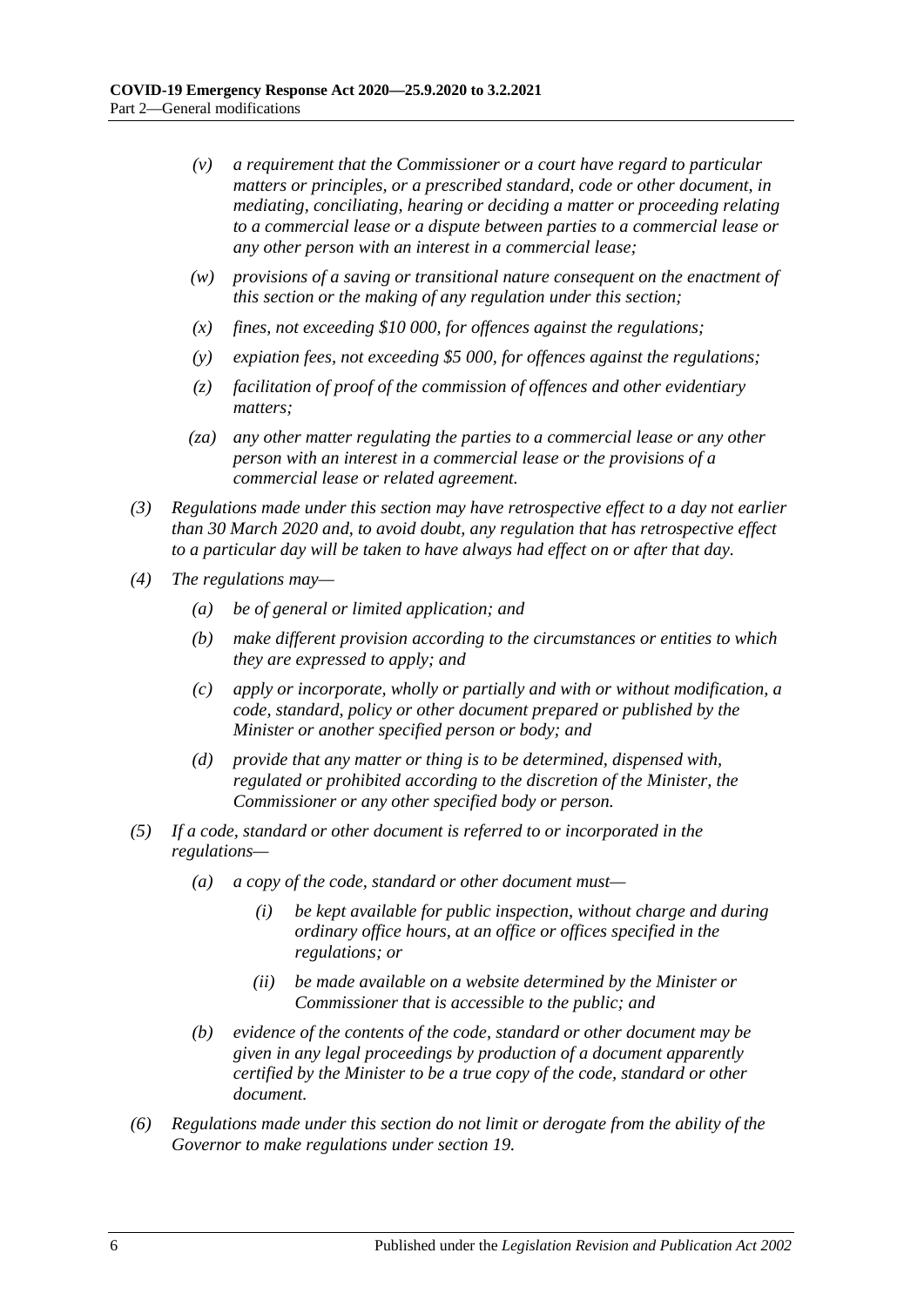*(v) a requirement that the Commissioner or a court have regard to particular matters or principles, or a prescribed standard, code or other document, in mediating, conciliating, hearing or deciding a matter or proceeding relating to a commercial lease or a dispute between parties to a commercial lease or any other person with an interest in a commercial lease;*

*(w) provisions of a saving or transitional nature consequent on the enactment of this section or the making of any regulation under this section;*

*(x) fines, not exceeding $10 000, for offences against the regulations;*

*(y) expiation fees, not exceeding $5 000, for offences against the regulations;*

*(z) facilitation of proof of the commission of offences and other evidentiary matters;*

*(za) any other matter regulating the parties to a commercial lease or any other person with an interest in a commercial lease or the provisions of a commercial lease or related agreement.*

*(3) Regulations made under this section may have retrospective effect to a day not earlier than 30 March 2020 and, to avoid doubt, any regulation that has retrospective effect to a particular day will be taken to have always had effect on or after that day.*

*(4) The regulations may—*

*(a) be of general or limited application; and*

*(b) make different provision according to the circumstances or entities to which they are expressed to apply; and*

*(c) apply or incorporate, wholly or partially and with or without modification, a code, standard, policy or other document prepared or published by the Minister or another specified person or body; and*

*(d) provide that any matter or thing is to be determined, dispensed with, regulated or prohibited according to the discretion of the Minister, the Commissioner or any other specified body or person.*

*(5) If a code, standard or other document is referred to or incorporated in the regulations—*

*(a) a copy of the code, standard or other document must—*

*(i) be kept available for public inspection, without charge and during ordinary office hours, at an office or offices specified in the regulations; or*

*(ii) be made available on a website determined by the Minister or Commissioner that is accessible to the public; and*

*(b) evidence of the contents of the code, standard or other document may be given in any legal proceedings by production of a document apparently certified by the Minister to be a true copy of the code, standard or other document.*

*(6) Regulations made under this section do not limit or derogate from the ability of the Governor to make regulations under section 19.*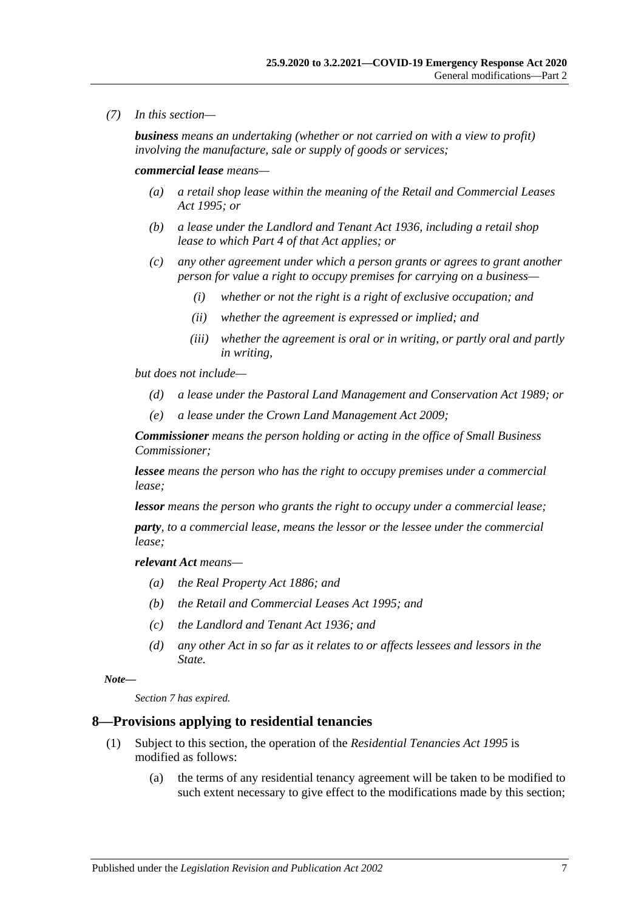*(7) In this section—*

***business*** *means an undertaking (whether or not carried on with a view to profit) involving the manufacture, sale or supply of goods or services;*

***commercial lease*** *means—*

- *(a) a retail shop lease within the meaning of the Retail and Commercial Leases Act 1995; or*
- *(b) a lease under the Landlord and Tenant Act 1936, including a retail shop lease to which Part 4 of that Act applies; or*
- *(c) any other agreement under which a person grants or agrees to grant another person for value a right to occupy premises for carrying on a business—*
  - *(i) whether or not the right is a right of exclusive occupation; and*
  - *(ii) whether the agreement is expressed or implied; and*
  - *(iii) whether the agreement is oral or in writing, or partly oral and partly in writing,*

*but does not include—*

- *(d) a lease under the Pastoral Land Management and Conservation Act 1989; or*
- *(e) a lease under the Crown Land Management Act 2009;*

***Commissioner*** *means the person holding or acting in the office of Small Business Commissioner;*

***lessee*** *means the person who has the right to occupy premises under a commercial lease;*

***lessor*** *means the person who grants the right to occupy under a commercial lease;*

***party****, to a commercial lease, means the lessor or the lessee under the commercial lease;*

***relevant Act*** *means—*

- *(a) the Real Property Act 1886; and*
- *(b) the Retail and Commercial Leases Act 1995; and*
- *(c) the Landlord and Tenant Act 1936; and*
- *(d) any other Act in so far as it relates to or affects lessees and lessors in the State.*

***Note—***

*Section 7 has expired.*

## 8—Provisions applying to residential tenancies

(1) Subject to this section, the operation of the *Residential Tenancies Act 1995* is modified as follows:

- (a) the terms of any residential tenancy agreement will be taken to be modified to such extent necessary to give effect to the modifications made by this section;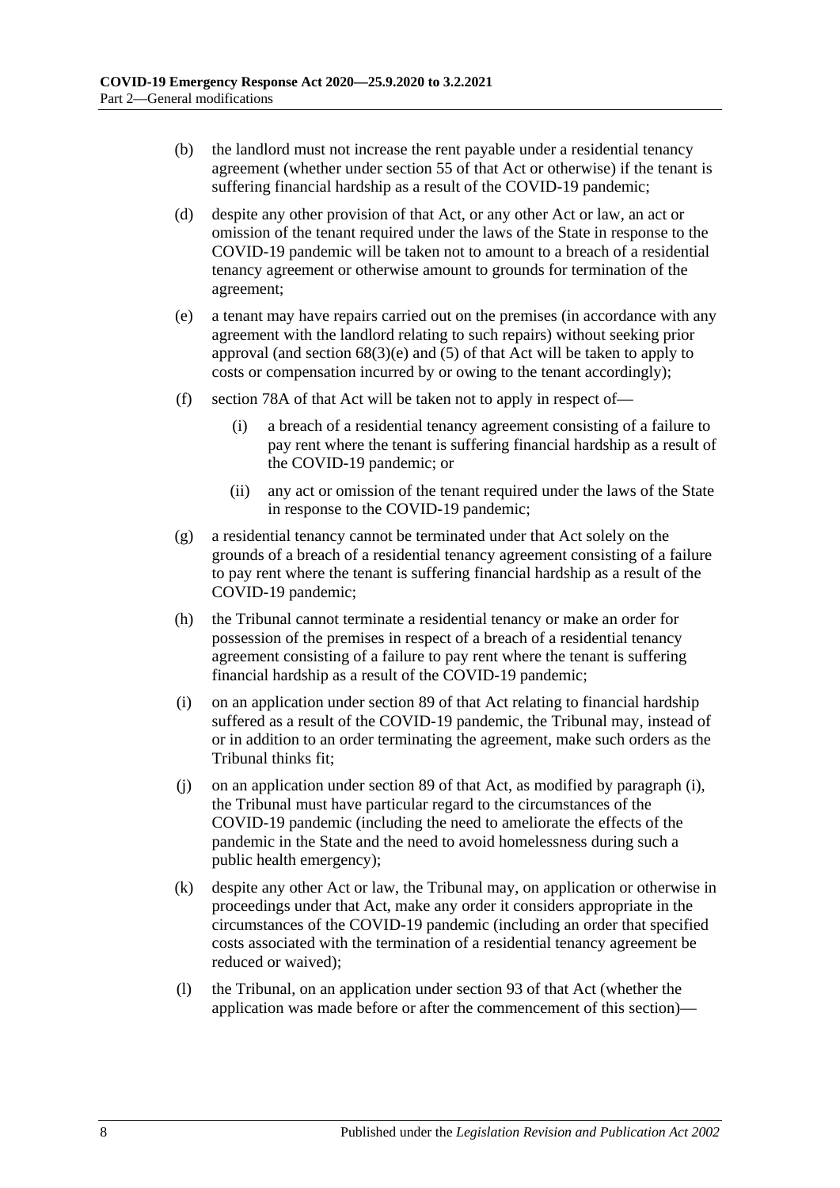(b) the landlord must not increase the rent payable under a residential tenancy agreement (whether under section 55 of that Act or otherwise) if the tenant is suffering financial hardship as a result of the COVID-19 pandemic;

(d) despite any other provision of that Act, or any other Act or law, an act or omission of the tenant required under the laws of the State in response to the COVID-19 pandemic will be taken not to amount to a breach of a residential tenancy agreement or otherwise amount to grounds for termination of the agreement;

(e) a tenant may have repairs carried out on the premises (in accordance with any agreement with the landlord relating to such repairs) without seeking prior approval (and section 68(3)(e) and (5) of that Act will be taken to apply to costs or compensation incurred by or owing to the tenant accordingly);

(f) section 78A of that Act will be taken not to apply in respect of—

  (i) a breach of a residential tenancy agreement consisting of a failure to pay rent where the tenant is suffering financial hardship as a result of the COVID-19 pandemic; or

  (ii) any act or omission of the tenant required under the laws of the State in response to the COVID-19 pandemic;

(g) a residential tenancy cannot be terminated under that Act solely on the grounds of a breach of a residential tenancy agreement consisting of a failure to pay rent where the tenant is suffering financial hardship as a result of the COVID-19 pandemic;

(h) the Tribunal cannot terminate a residential tenancy or make an order for possession of the premises in respect of a breach of a residential tenancy agreement consisting of a failure to pay rent where the tenant is suffering financial hardship as a result of the COVID-19 pandemic;

(i) on an application under section 89 of that Act relating to financial hardship suffered as a result of the COVID-19 pandemic, the Tribunal may, instead of or in addition to an order terminating the agreement, make such orders as the Tribunal thinks fit;

(j) on an application under section 89 of that Act, as modified by paragraph (i), the Tribunal must have particular regard to the circumstances of the COVID-19 pandemic (including the need to ameliorate the effects of the pandemic in the State and the need to avoid homelessness during such a public health emergency);

(k) despite any other Act or law, the Tribunal may, on application or otherwise in proceedings under that Act, make any order it considers appropriate in the circumstances of the COVID-19 pandemic (including an order that specified costs associated with the termination of a residential tenancy agreement be reduced or waived);

(l) the Tribunal, on an application under section 93 of that Act (whether the application was made before or after the commencement of this section)—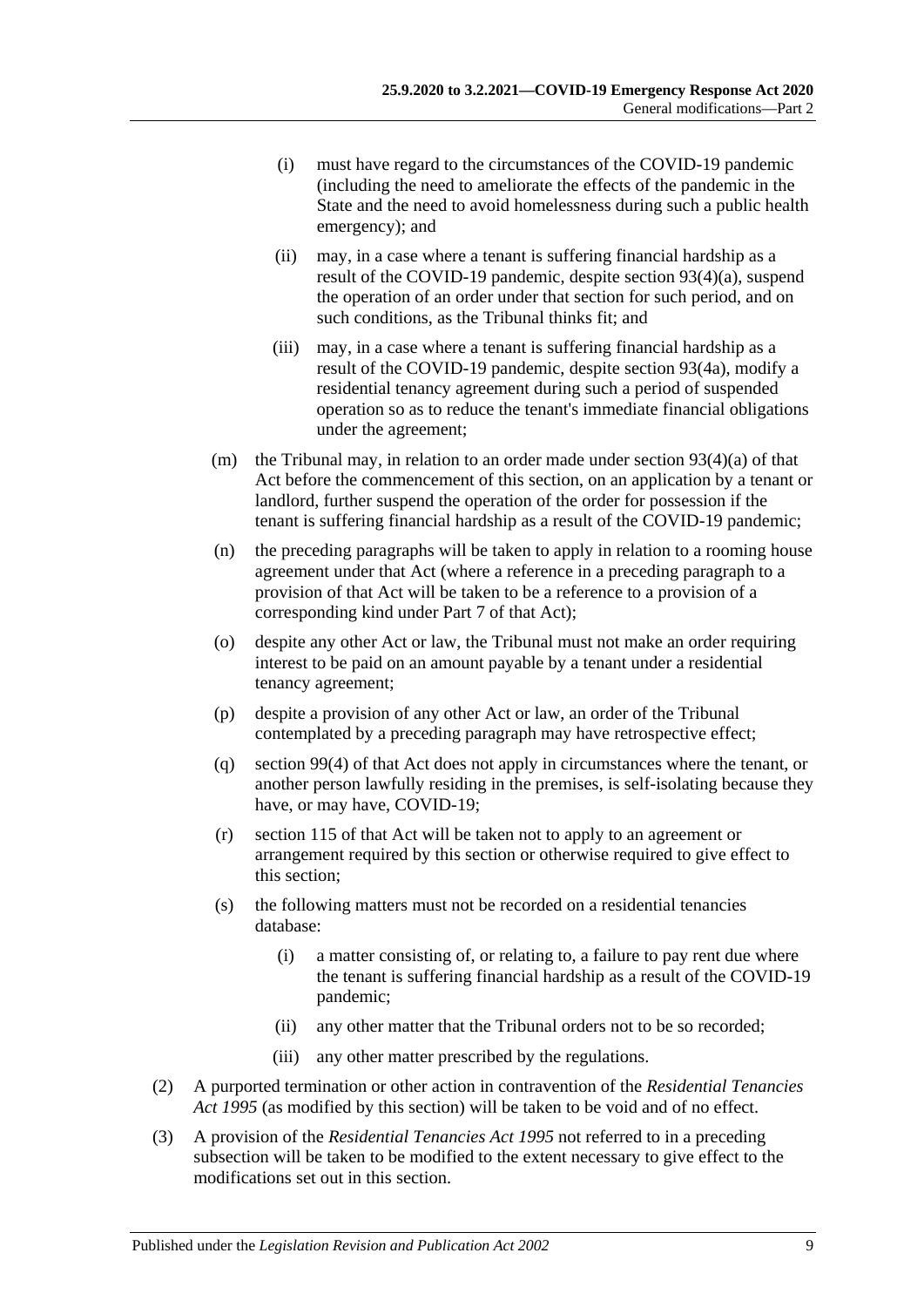(i) must have regard to the circumstances of the COVID-19 pandemic (including the need to ameliorate the effects of the pandemic in the State and the need to avoid homelessness during such a public health emergency); and

(ii) may, in a case where a tenant is suffering financial hardship as a result of the COVID-19 pandemic, despite section 93(4)(a), suspend the operation of an order under that section for such period, and on such conditions, as the Tribunal thinks fit; and

(iii) may, in a case where a tenant is suffering financial hardship as a result of the COVID-19 pandemic, despite section 93(4a), modify a residential tenancy agreement during such a period of suspended operation so as to reduce the tenant's immediate financial obligations under the agreement;

(m) the Tribunal may, in relation to an order made under section 93(4)(a) of that Act before the commencement of this section, on an application by a tenant or landlord, further suspend the operation of the order for possession if the tenant is suffering financial hardship as a result of the COVID-19 pandemic;

(n) the preceding paragraphs will be taken to apply in relation to a rooming house agreement under that Act (where a reference in a preceding paragraph to a provision of that Act will be taken to be a reference to a provision of a corresponding kind under Part 7 of that Act);

(o) despite any other Act or law, the Tribunal must not make an order requiring interest to be paid on an amount payable by a tenant under a residential tenancy agreement;

(p) despite a provision of any other Act or law, an order of the Tribunal contemplated by a preceding paragraph may have retrospective effect;

(q) section 99(4) of that Act does not apply in circumstances where the tenant, or another person lawfully residing in the premises, is self-isolating because they have, or may have, COVID-19;

(r) section 115 of that Act will be taken not to apply to an agreement or arrangement required by this section or otherwise required to give effect to this section;

(s) the following matters must not be recorded on a residential tenancies database:

(i) a matter consisting of, or relating to, a failure to pay rent due where the tenant is suffering financial hardship as a result of the COVID-19 pandemic;

(ii) any other matter that the Tribunal orders not to be so recorded;

(iii) any other matter prescribed by the regulations.

(2) A purported termination or other action in contravention of the *Residential Tenancies Act 1995* (as modified by this section) will be taken to be void and of no effect.

(3) A provision of the *Residential Tenancies Act 1995* not referred to in a preceding subsection will be taken to be modified to the extent necessary to give effect to the modifications set out in this section.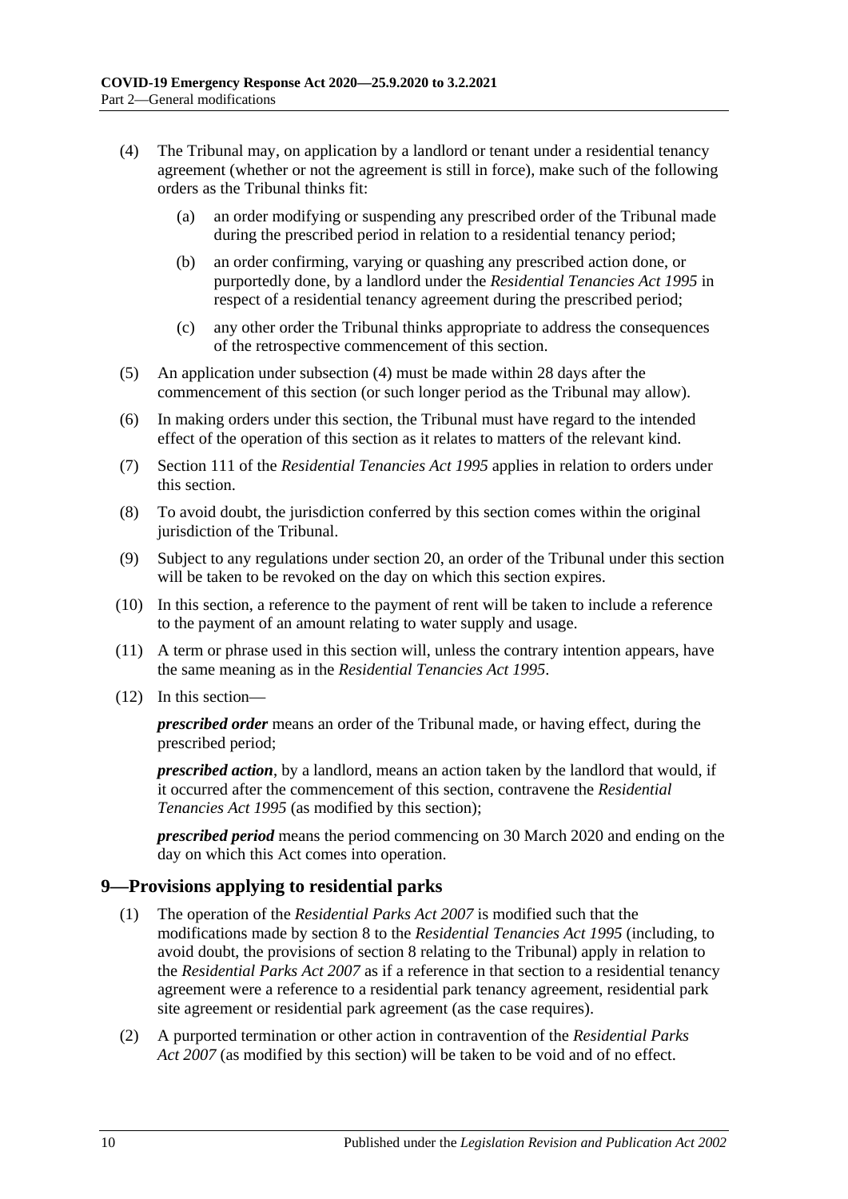(4) The Tribunal may, on application by a landlord or tenant under a residential tenancy agreement (whether or not the agreement is still in force), make such of the following orders as the Tribunal thinks fit:

  (a) an order modifying or suspending any prescribed order of the Tribunal made during the prescribed period in relation to a residential tenancy period;

  (b) an order confirming, varying or quashing any prescribed action done, or purportedly done, by a landlord under the *Residential Tenancies Act 1995* in respect of a residential tenancy agreement during the prescribed period;

  (c) any other order the Tribunal thinks appropriate to address the consequences of the retrospective commencement of this section.

(5) An application under subsection (4) must be made within 28 days after the commencement of this section (or such longer period as the Tribunal may allow).

(6) In making orders under this section, the Tribunal must have regard to the intended effect of the operation of this section as it relates to matters of the relevant kind.

(7) Section 111 of the *Residential Tenancies Act 1995* applies in relation to orders under this section.

(8) To avoid doubt, the jurisdiction conferred by this section comes within the original jurisdiction of the Tribunal.

(9) Subject to any regulations under section 20, an order of the Tribunal under this section will be taken to be revoked on the day on which this section expires.

(10) In this section, a reference to the payment of rent will be taken to include a reference to the payment of an amount relating to water supply and usage.

(11) A term or phrase used in this section will, unless the contrary intention appears, have the same meaning as in the *Residential Tenancies Act 1995*.

(12) In this section—

***prescribed order*** means an order of the Tribunal made, or having effect, during the prescribed period;

***prescribed action***, by a landlord, means an action taken by the landlord that would, if it occurred after the commencement of this section, contravene the *Residential Tenancies Act 1995* (as modified by this section);

***prescribed period*** means the period commencing on 30 March 2020 and ending on the day on which this Act comes into operation.

## 9—Provisions applying to residential parks

(1) The operation of the *Residential Parks Act 2007* is modified such that the modifications made by section 8 to the *Residential Tenancies Act 1995* (including, to avoid doubt, the provisions of section 8 relating to the Tribunal) apply in relation to the *Residential Parks Act 2007* as if a reference in that section to a residential tenancy agreement were a reference to a residential park tenancy agreement, residential park site agreement or residential park agreement (as the case requires).

(2) A purported termination or other action in contravention of the *Residential Parks Act 2007* (as modified by this section) will be taken to be void and of no effect.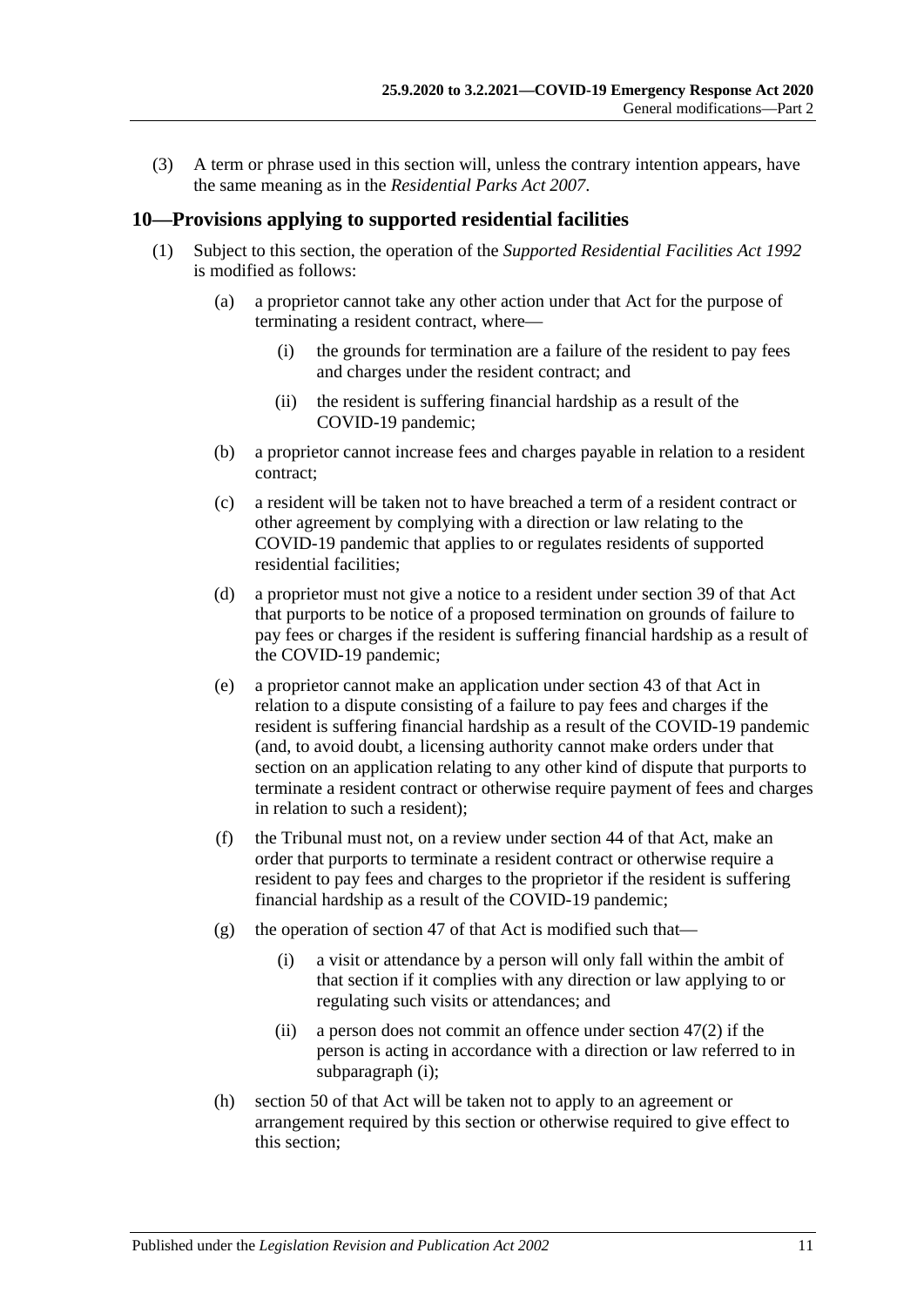(3) A term or phrase used in this section will, unless the contrary intention appears, have the same meaning as in the *Residential Parks Act 2007*.

## 10—Provisions applying to supported residential facilities

(1) Subject to this section, the operation of the *Supported Residential Facilities Act 1992* is modified as follows:

(a) a proprietor cannot take any other action under that Act for the purpose of terminating a resident contract, where—

(i) the grounds for termination are a failure of the resident to pay fees and charges under the resident contract; and

(ii) the resident is suffering financial hardship as a result of the COVID-19 pandemic;

(b) a proprietor cannot increase fees and charges payable in relation to a resident contract;

(c) a resident will be taken not to have breached a term of a resident contract or other agreement by complying with a direction or law relating to the COVID-19 pandemic that applies to or regulates residents of supported residential facilities;

(d) a proprietor must not give a notice to a resident under section 39 of that Act that purports to be notice of a proposed termination on grounds of failure to pay fees or charges if the resident is suffering financial hardship as a result of the COVID-19 pandemic;

(e) a proprietor cannot make an application under section 43 of that Act in relation to a dispute consisting of a failure to pay fees and charges if the resident is suffering financial hardship as a result of the COVID-19 pandemic (and, to avoid doubt, a licensing authority cannot make orders under that section on an application relating to any other kind of dispute that purports to terminate a resident contract or otherwise require payment of fees and charges in relation to such a resident);

(f) the Tribunal must not, on a review under section 44 of that Act, make an order that purports to terminate a resident contract or otherwise require a resident to pay fees and charges to the proprietor if the resident is suffering financial hardship as a result of the COVID-19 pandemic;

(g) the operation of section 47 of that Act is modified such that—

(i) a visit or attendance by a person will only fall within the ambit of that section if it complies with any direction or law applying to or regulating such visits or attendances; and

(ii) a person does not commit an offence under section 47(2) if the person is acting in accordance with a direction or law referred to in subparagraph (i);

(h) section 50 of that Act will be taken not to apply to an agreement or arrangement required by this section or otherwise required to give effect to this section;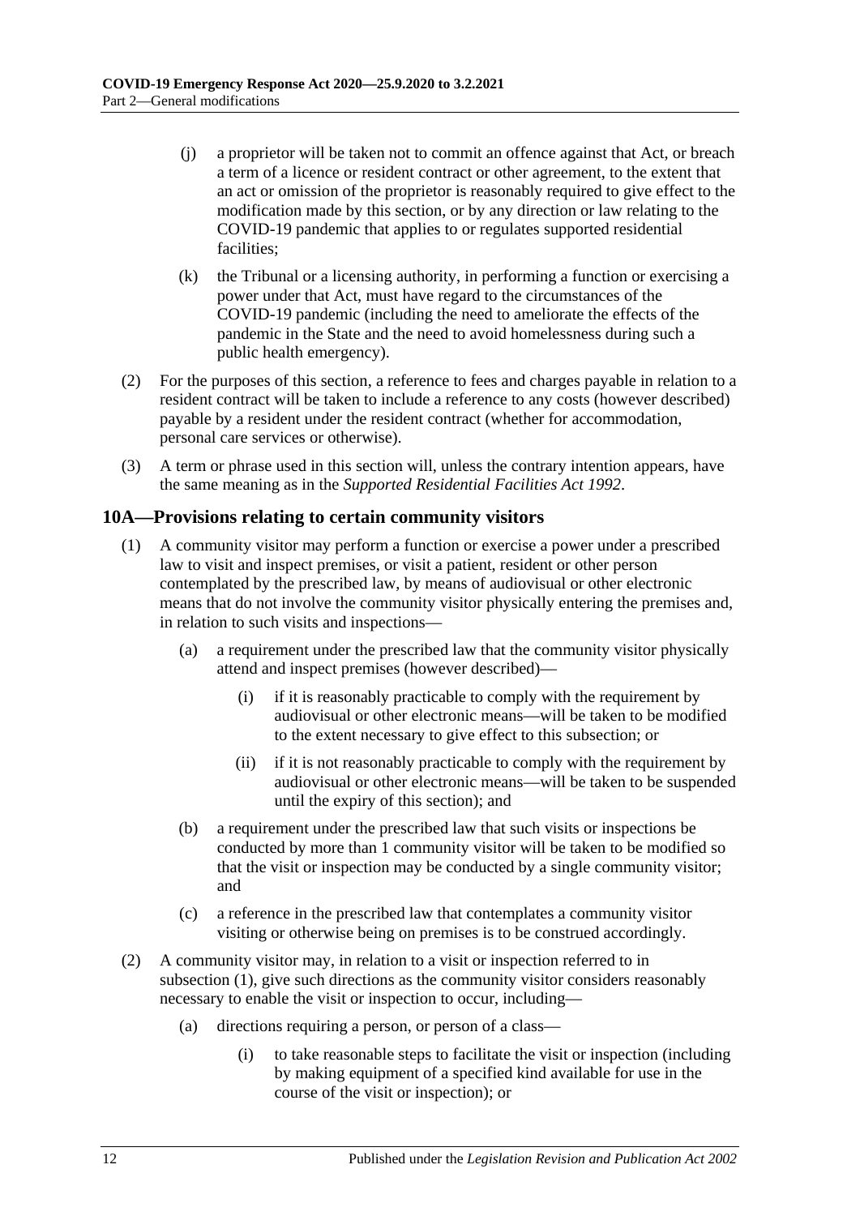(j) a proprietor will be taken not to commit an offence against that Act, or breach a term of a licence or resident contract or other agreement, to the extent that an act or omission of the proprietor is reasonably required to give effect to the modification made by this section, or by any direction or law relating to the COVID-19 pandemic that applies to or regulates supported residential facilities;

(k) the Tribunal or a licensing authority, in performing a function or exercising a power under that Act, must have regard to the circumstances of the COVID-19 pandemic (including the need to ameliorate the effects of the pandemic in the State and the need to avoid homelessness during such a public health emergency).

(2) For the purposes of this section, a reference to fees and charges payable in relation to a resident contract will be taken to include a reference to any costs (however described) payable by a resident under the resident contract (whether for accommodation, personal care services or otherwise).

(3) A term or phrase used in this section will, unless the contrary intention appears, have the same meaning as in the *Supported Residential Facilities Act 1992*.

## 10A—Provisions relating to certain community visitors

(1) A community visitor may perform a function or exercise a power under a prescribed law to visit and inspect premises, or visit a patient, resident or other person contemplated by the prescribed law, by means of audiovisual or other electronic means that do not involve the community visitor physically entering the premises and, in relation to such visits and inspections—

(a) a requirement under the prescribed law that the community visitor physically attend and inspect premises (however described)—

(i) if it is reasonably practicable to comply with the requirement by audiovisual or other electronic means—will be taken to be modified to the extent necessary to give effect to this subsection; or

(ii) if it is not reasonably practicable to comply with the requirement by audiovisual or other electronic means—will be taken to be suspended until the expiry of this section); and

(b) a requirement under the prescribed law that such visits or inspections be conducted by more than 1 community visitor will be taken to be modified so that the visit or inspection may be conducted by a single community visitor; and

(c) a reference in the prescribed law that contemplates a community visitor visiting or otherwise being on premises is to be construed accordingly.

(2) A community visitor may, in relation to a visit or inspection referred to in subsection (1), give such directions as the community visitor considers reasonably necessary to enable the visit or inspection to occur, including—

(a) directions requiring a person, or person of a class—

(i) to take reasonable steps to facilitate the visit or inspection (including by making equipment of a specified kind available for use in the course of the visit or inspection); or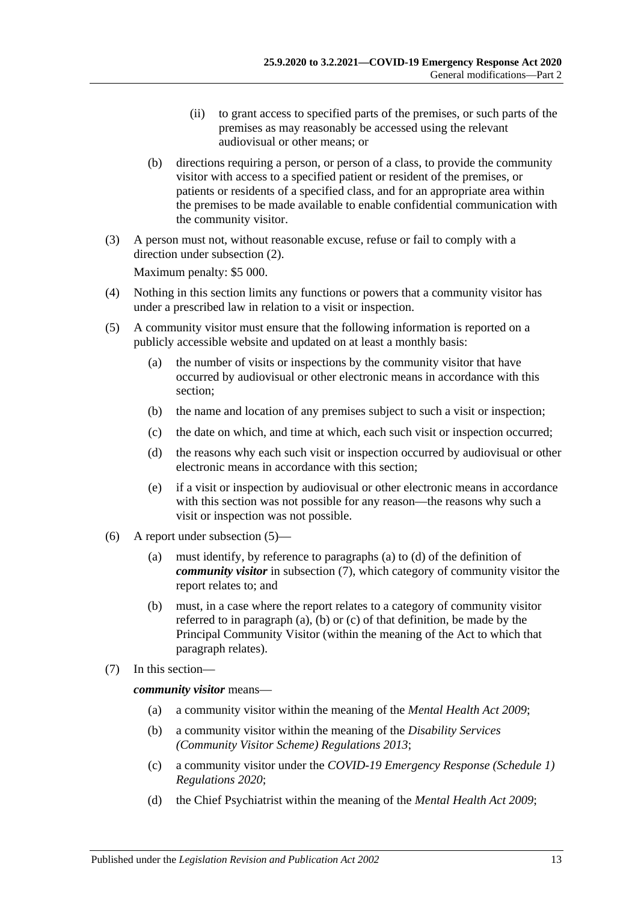(ii) to grant access to specified parts of the premises, or such parts of the premises as may reasonably be accessed using the relevant audiovisual or other means; or

(b) directions requiring a person, or person of a class, to provide the community visitor with access to a specified patient or resident of the premises, or patients or residents of a specified class, and for an appropriate area within the premises to be made available to enable confidential communication with the community visitor.

(3) A person must not, without reasonable excuse, refuse or fail to comply with a direction under subsection (2).

Maximum penalty: $5 000.

(4) Nothing in this section limits any functions or powers that a community visitor has under a prescribed law in relation to a visit or inspection.

(5) A community visitor must ensure that the following information is reported on a publicly accessible website and updated on at least a monthly basis:

(a) the number of visits or inspections by the community visitor that have occurred by audiovisual or other electronic means in accordance with this section;

(b) the name and location of any premises subject to such a visit or inspection;

(c) the date on which, and time at which, each such visit or inspection occurred;

(d) the reasons why each such visit or inspection occurred by audiovisual or other electronic means in accordance with this section;

(e) if a visit or inspection by audiovisual or other electronic means in accordance with this section was not possible for any reason—the reasons why such a visit or inspection was not possible.

(6) A report under subsection (5)—

(a) must identify, by reference to paragraphs (a) to (d) of the definition of ***community visitor*** in subsection (7), which category of community visitor the report relates to; and

(b) must, in a case where the report relates to a category of community visitor referred to in paragraph (a), (b) or (c) of that definition, be made by the Principal Community Visitor (within the meaning of the Act to which that paragraph relates).

(7) In this section—

***community visitor*** means—

(a) a community visitor within the meaning of the *Mental Health Act 2009*;

(b) a community visitor within the meaning of the *Disability Services (Community Visitor Scheme) Regulations 2013*;

(c) a community visitor under the *COVID-19 Emergency Response (Schedule 1) Regulations 2020*;

(d) the Chief Psychiatrist within the meaning of the *Mental Health Act 2009*;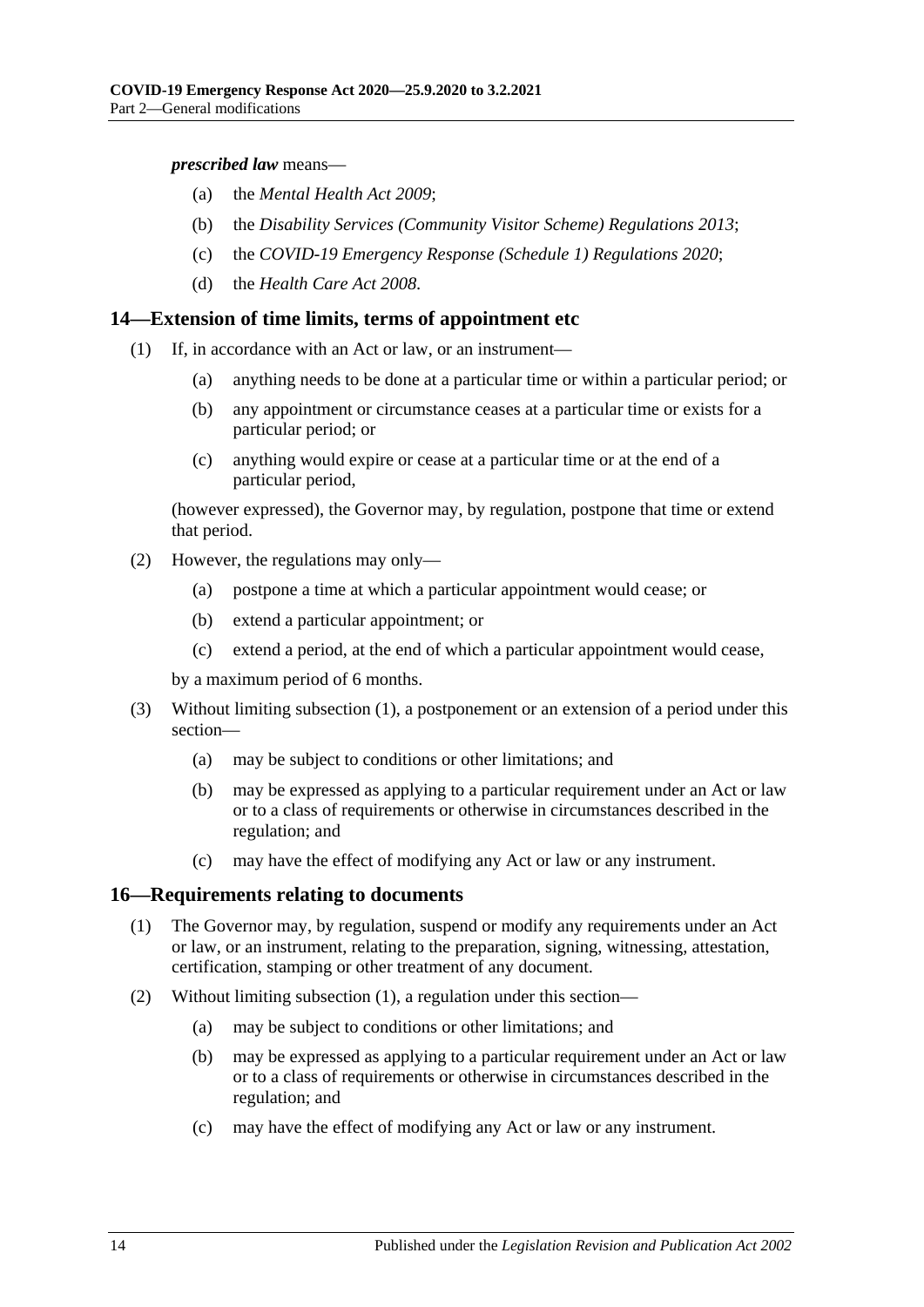***prescribed law*** means—

(a) the *Mental Health Act 2009*;

(b) the *Disability Services (Community Visitor Scheme) Regulations 2013*;

(c) the *COVID-19 Emergency Response (Schedule 1) Regulations 2020*;

(d) the *Health Care Act 2008*.

## 14—Extension of time limits, terms of appointment etc

(1) If, in accordance with an Act or law, or an instrument—

(a) anything needs to be done at a particular time or within a particular period; or

(b) any appointment or circumstance ceases at a particular time or exists for a particular period; or

(c) anything would expire or cease at a particular time or at the end of a particular period,

(however expressed), the Governor may, by regulation, postpone that time or extend that period.

(2) However, the regulations may only—

(a) postpone a time at which a particular appointment would cease; or

(b) extend a particular appointment; or

(c) extend a period, at the end of which a particular appointment would cease,

by a maximum period of 6 months.

(3) Without limiting subsection (1), a postponement or an extension of a period under this section—

(a) may be subject to conditions or other limitations; and

(b) may be expressed as applying to a particular requirement under an Act or law or to a class of requirements or otherwise in circumstances described in the regulation; and

(c) may have the effect of modifying any Act or law or any instrument.

## 16—Requirements relating to documents

(1) The Governor may, by regulation, suspend or modify any requirements under an Act or law, or an instrument, relating to the preparation, signing, witnessing, attestation, certification, stamping or other treatment of any document.

(2) Without limiting subsection (1), a regulation under this section—

(a) may be subject to conditions or other limitations; and

(b) may be expressed as applying to a particular requirement under an Act or law or to a class of requirements or otherwise in circumstances described in the regulation; and

(c) may have the effect of modifying any Act or law or any instrument.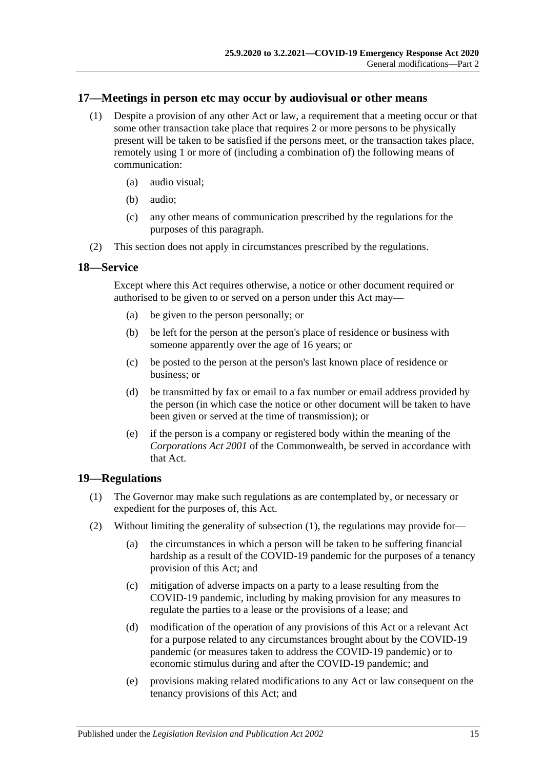## 17—Meetings in person etc may occur by audiovisual or other means

(1) Despite a provision of any other Act or law, a requirement that a meeting occur or that some other transaction take place that requires 2 or more persons to be physically present will be taken to be satisfied if the persons meet, or the transaction takes place, remotely using 1 or more of (including a combination of) the following means of communication:

  (a) audio visual;

  (b) audio;

  (c) any other means of communication prescribed by the regulations for the purposes of this paragraph.

(2) This section does not apply in circumstances prescribed by the regulations.

## 18—Service

Except where this Act requires otherwise, a notice or other document required or authorised to be given to or served on a person under this Act may—

  (a) be given to the person personally; or

  (b) be left for the person at the person's place of residence or business with someone apparently over the age of 16 years; or

  (c) be posted to the person at the person's last known place of residence or business; or

  (d) be transmitted by fax or email to a fax number or email address provided by the person (in which case the notice or other document will be taken to have been given or served at the time of transmission); or

  (e) if the person is a company or registered body within the meaning of the *Corporations Act 2001* of the Commonwealth, be served in accordance with that Act.

## 19—Regulations

(1) The Governor may make such regulations as are contemplated by, or necessary or expedient for the purposes of, this Act.

(2) Without limiting the generality of subsection (1), the regulations may provide for—

  (a) the circumstances in which a person will be taken to be suffering financial hardship as a result of the COVID-19 pandemic for the purposes of a tenancy provision of this Act; and

  (c) mitigation of adverse impacts on a party to a lease resulting from the COVID-19 pandemic, including by making provision for any measures to regulate the parties to a lease or the provisions of a lease; and

  (d) modification of the operation of any provisions of this Act or a relevant Act for a purpose related to any circumstances brought about by the COVID-19 pandemic (or measures taken to address the COVID-19 pandemic) or to economic stimulus during and after the COVID-19 pandemic; and

  (e) provisions making related modifications to any Act or law consequent on the tenancy provisions of this Act; and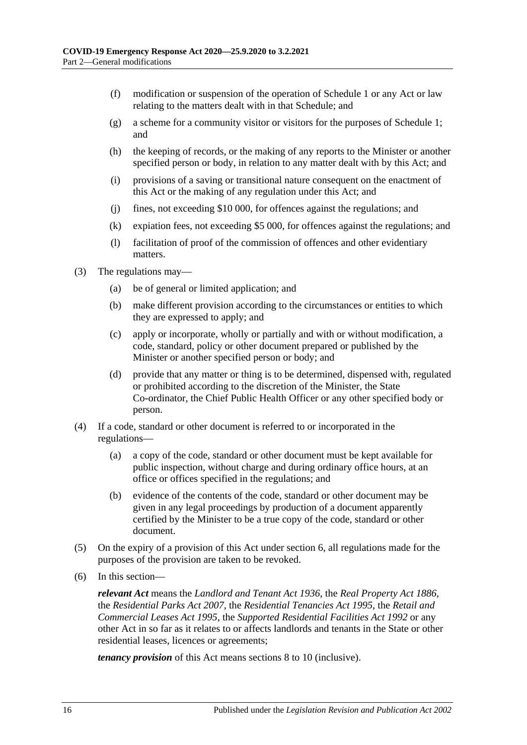(f) modification or suspension of the operation of Schedule 1 or any Act or law relating to the matters dealt with in that Schedule; and

(g) a scheme for a community visitor or visitors for the purposes of Schedule 1; and

(h) the keeping of records, or the making of any reports to the Minister or another specified person or body, in relation to any matter dealt with by this Act; and

(i) provisions of a saving or transitional nature consequent on the enactment of this Act or the making of any regulation under this Act; and

(j) fines, not exceeding $10 000, for offences against the regulations; and

(k) expiation fees, not exceeding $5 000, for offences against the regulations; and

(l) facilitation of proof of the commission of offences and other evidentiary matters.

(3) The regulations may—

(a) be of general or limited application; and

(b) make different provision according to the circumstances or entities to which they are expressed to apply; and

(c) apply or incorporate, wholly or partially and with or without modification, a code, standard, policy or other document prepared or published by the Minister or another specified person or body; and

(d) provide that any matter or thing is to be determined, dispensed with, regulated or prohibited according to the discretion of the Minister, the State Co-ordinator, the Chief Public Health Officer or any other specified body or person.

(4) If a code, standard or other document is referred to or incorporated in the regulations—

(a) a copy of the code, standard or other document must be kept available for public inspection, without charge and during ordinary office hours, at an office or offices specified in the regulations; and

(b) evidence of the contents of the code, standard or other document may be given in any legal proceedings by production of a document apparently certified by the Minister to be a true copy of the code, standard or other document.

(5) On the expiry of a provision of this Act under section 6, all regulations made for the purposes of the provision are taken to be revoked.

(6) In this section—

***relevant Act*** means the *Landlord and Tenant Act 1936*, the *Real Property Act 1886*, the *Residential Parks Act 2007*, the *Residential Tenancies Act 1995*, the *Retail and Commercial Leases Act 1995*, the *Supported Residential Facilities Act 1992* or any other Act in so far as it relates to or affects landlords and tenants in the State or other residential leases, licences or agreements;

***tenancy provision*** of this Act means sections 8 to 10 (inclusive).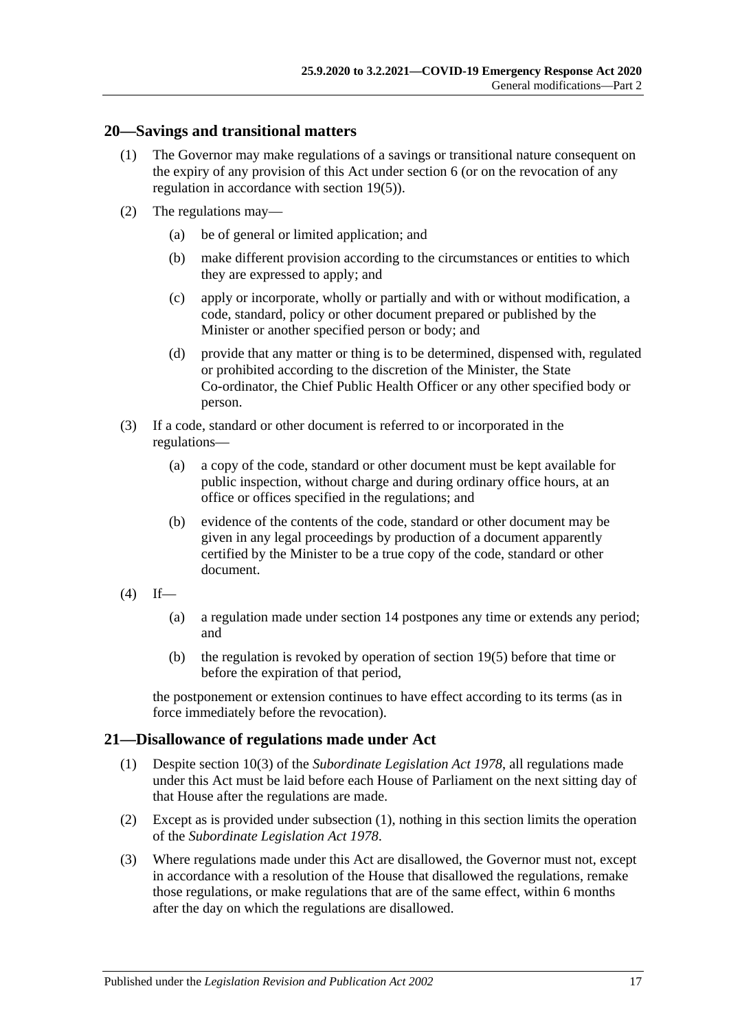## 20—Savings and transitional matters

(1) The Governor may make regulations of a savings or transitional nature consequent on the expiry of any provision of this Act under section 6 (or on the revocation of any regulation in accordance with section 19(5)).

(2) The regulations may—

   (a) be of general or limited application; and

   (b) make different provision according to the circumstances or entities to which they are expressed to apply; and

   (c) apply or incorporate, wholly or partially and with or without modification, a code, standard, policy or other document prepared or published by the Minister or another specified person or body; and

   (d) provide that any matter or thing is to be determined, dispensed with, regulated or prohibited according to the discretion of the Minister, the State Co-ordinator, the Chief Public Health Officer or any other specified body or person.

(3) If a code, standard or other document is referred to or incorporated in the regulations—

   (a) a copy of the code, standard or other document must be kept available for public inspection, without charge and during ordinary office hours, at an office or offices specified in the regulations; and

   (b) evidence of the contents of the code, standard or other document may be given in any legal proceedings by production of a document apparently certified by the Minister to be a true copy of the code, standard or other document.

(4) If—

   (a) a regulation made under section 14 postpones any time or extends any period; and

   (b) the regulation is revoked by operation of section 19(5) before that time or before the expiration of that period,

the postponement or extension continues to have effect according to its terms (as in force immediately before the revocation).

## 21—Disallowance of regulations made under Act

(1) Despite section 10(3) of the *Subordinate Legislation Act 1978*, all regulations made under this Act must be laid before each House of Parliament on the next sitting day of that House after the regulations are made.

(2) Except as is provided under subsection (1), nothing in this section limits the operation of the *Subordinate Legislation Act 1978*.

(3) Where regulations made under this Act are disallowed, the Governor must not, except in accordance with a resolution of the House that disallowed the regulations, remake those regulations, or make regulations that are of the same effect, within 6 months after the day on which the regulations are disallowed.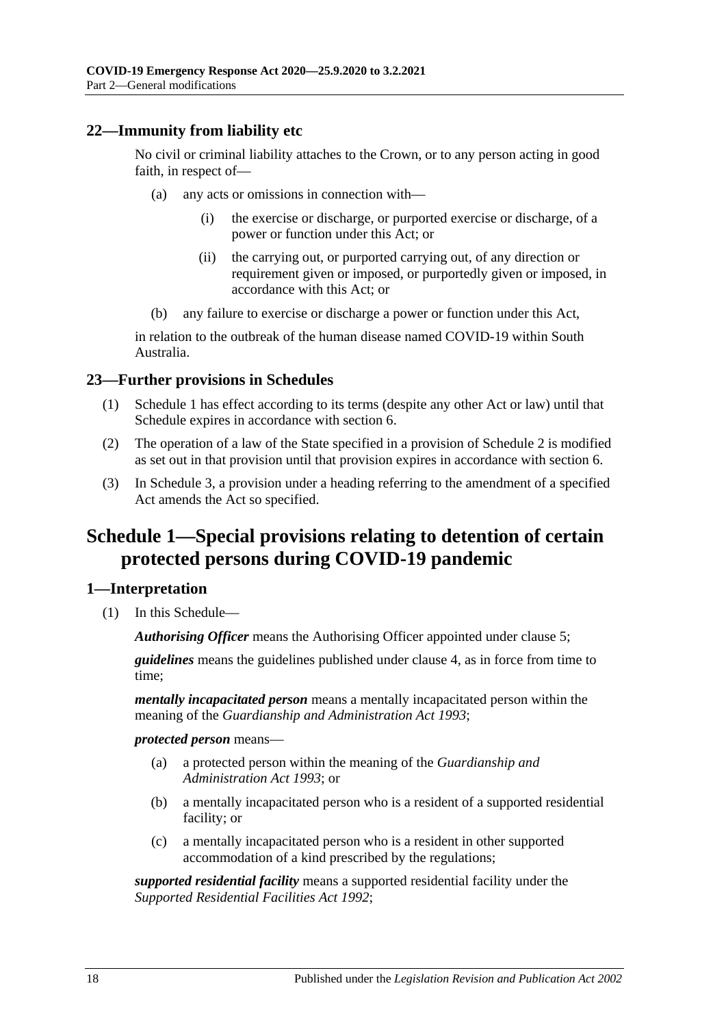## 22—Immunity from liability etc

No civil or criminal liability attaches to the Crown, or to any person acting in good faith, in respect of—

(a) any acts or omissions in connection with—

(i) the exercise or discharge, or purported exercise or discharge, of a power or function under this Act; or

(ii) the carrying out, or purported carrying out, of any direction or requirement given or imposed, or purportedly given or imposed, in accordance with this Act; or

(b) any failure to exercise or discharge a power or function under this Act,

in relation to the outbreak of the human disease named COVID-19 within South Australia.

## 23—Further provisions in Schedules

(1) Schedule 1 has effect according to its terms (despite any other Act or law) until that Schedule expires in accordance with section 6.

(2) The operation of a law of the State specified in a provision of Schedule 2 is modified as set out in that provision until that provision expires in accordance with section 6.

(3) In Schedule 3, a provision under a heading referring to the amendment of a specified Act amends the Act so specified.

# Schedule 1—Special provisions relating to detention of certain protected persons during COVID-19 pandemic

## 1—Interpretation

(1) In this Schedule—

***Authorising Officer*** means the Authorising Officer appointed under clause 5;

***guidelines*** means the guidelines published under clause 4, as in force from time to time;

***mentally incapacitated person*** means a mentally incapacitated person within the meaning of the *Guardianship and Administration Act 1993*;

***protected person*** means—

(a) a protected person within the meaning of the *Guardianship and Administration Act 1993*; or

(b) a mentally incapacitated person who is a resident of a supported residential facility; or

(c) a mentally incapacitated person who is a resident in other supported accommodation of a kind prescribed by the regulations;

***supported residential facility*** means a supported residential facility under the *Supported Residential Facilities Act 1992*;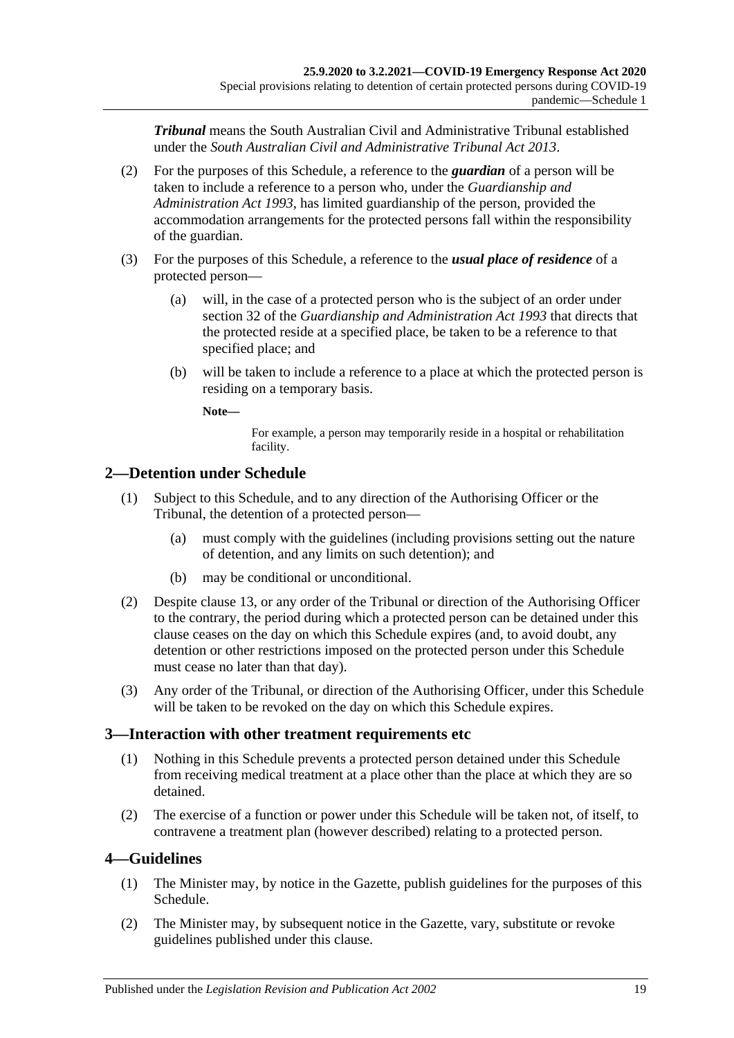***Tribunal*** means the South Australian Civil and Administrative Tribunal established under the *South Australian Civil and Administrative Tribunal Act 2013*.

(2) For the purposes of this Schedule, a reference to the ***guardian*** of a person will be taken to include a reference to a person who, under the *Guardianship and Administration Act 1993*, has limited guardianship of the person, provided the accommodation arrangements for the protected persons fall within the responsibility of the guardian.

(3) For the purposes of this Schedule, a reference to the ***usual place of residence*** of a protected person—

(a) will, in the case of a protected person who is the subject of an order under section 32 of the *Guardianship and Administration Act 1993* that directs that the protected reside at a specified place, be taken to be a reference to that specified place; and

(b) will be taken to include a reference to a place at which the protected person is residing on a temporary basis.

**Note—**

For example, a person may temporarily reside in a hospital or rehabilitation facility.

## 2—Detention under Schedule

(1) Subject to this Schedule, and to any direction of the Authorising Officer or the Tribunal, the detention of a protected person—

(a) must comply with the guidelines (including provisions setting out the nature of detention, and any limits on such detention); and

(b) may be conditional or unconditional.

(2) Despite clause 13, or any order of the Tribunal or direction of the Authorising Officer to the contrary, the period during which a protected person can be detained under this clause ceases on the day on which this Schedule expires (and, to avoid doubt, any detention or other restrictions imposed on the protected person under this Schedule must cease no later than that day).

(3) Any order of the Tribunal, or direction of the Authorising Officer, under this Schedule will be taken to be revoked on the day on which this Schedule expires.

## 3—Interaction with other treatment requirements etc

(1) Nothing in this Schedule prevents a protected person detained under this Schedule from receiving medical treatment at a place other than the place at which they are so detained.

(2) The exercise of a function or power under this Schedule will be taken not, of itself, to contravene a treatment plan (however described) relating to a protected person.

## 4—Guidelines

(1) The Minister may, by notice in the Gazette, publish guidelines for the purposes of this Schedule.

(2) The Minister may, by subsequent notice in the Gazette, vary, substitute or revoke guidelines published under this clause.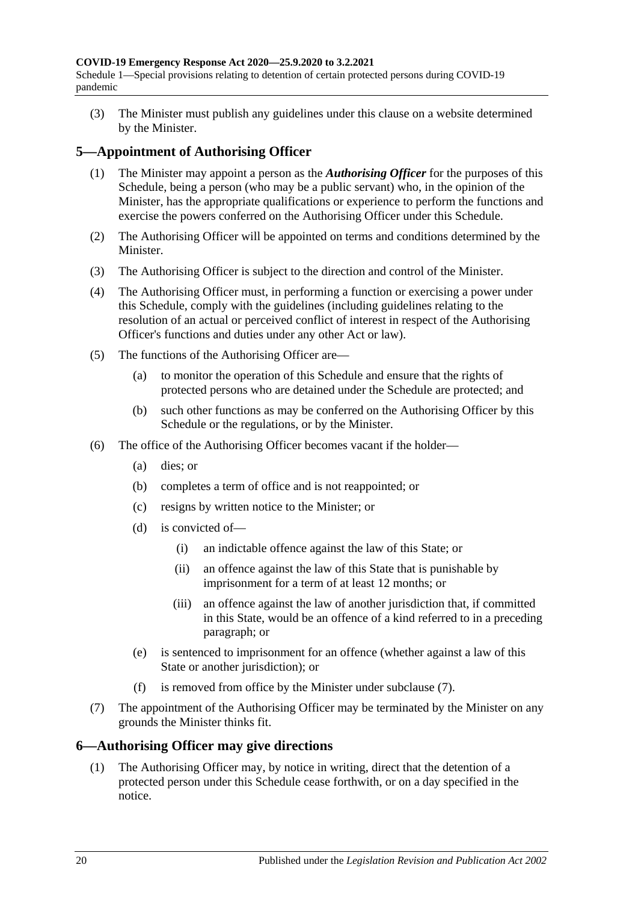(3) The Minister must publish any guidelines under this clause on a website determined by the Minister.

## 5—Appointment of Authorising Officer

(1) The Minister may appoint a person as the ***Authorising Officer*** for the purposes of this Schedule, being a person (who may be a public servant) who, in the opinion of the Minister, has the appropriate qualifications or experience to perform the functions and exercise the powers conferred on the Authorising Officer under this Schedule.

(2) The Authorising Officer will be appointed on terms and conditions determined by the Minister.

(3) The Authorising Officer is subject to the direction and control of the Minister.

(4) The Authorising Officer must, in performing a function or exercising a power under this Schedule, comply with the guidelines (including guidelines relating to the resolution of an actual or perceived conflict of interest in respect of the Authorising Officer's functions and duties under any other Act or law).

(5) The functions of the Authorising Officer are—

- (a) to monitor the operation of this Schedule and ensure that the rights of protected persons who are detained under the Schedule are protected; and
- (b) such other functions as may be conferred on the Authorising Officer by this Schedule or the regulations, or by the Minister.

(6) The office of the Authorising Officer becomes vacant if the holder—

- (a) dies; or
- (b) completes a term of office and is not reappointed; or
- (c) resigns by written notice to the Minister; or
- (d) is convicted of—
  - (i) an indictable offence against the law of this State; or
  - (ii) an offence against the law of this State that is punishable by imprisonment for a term of at least 12 months; or
  - (iii) an offence against the law of another jurisdiction that, if committed in this State, would be an offence of a kind referred to in a preceding paragraph; or
- (e) is sentenced to imprisonment for an offence (whether against a law of this State or another jurisdiction); or
- (f) is removed from office by the Minister under subclause (7).

(7) The appointment of the Authorising Officer may be terminated by the Minister on any grounds the Minister thinks fit.

## 6—Authorising Officer may give directions

(1) The Authorising Officer may, by notice in writing, direct that the detention of a protected person under this Schedule cease forthwith, or on a day specified in the notice.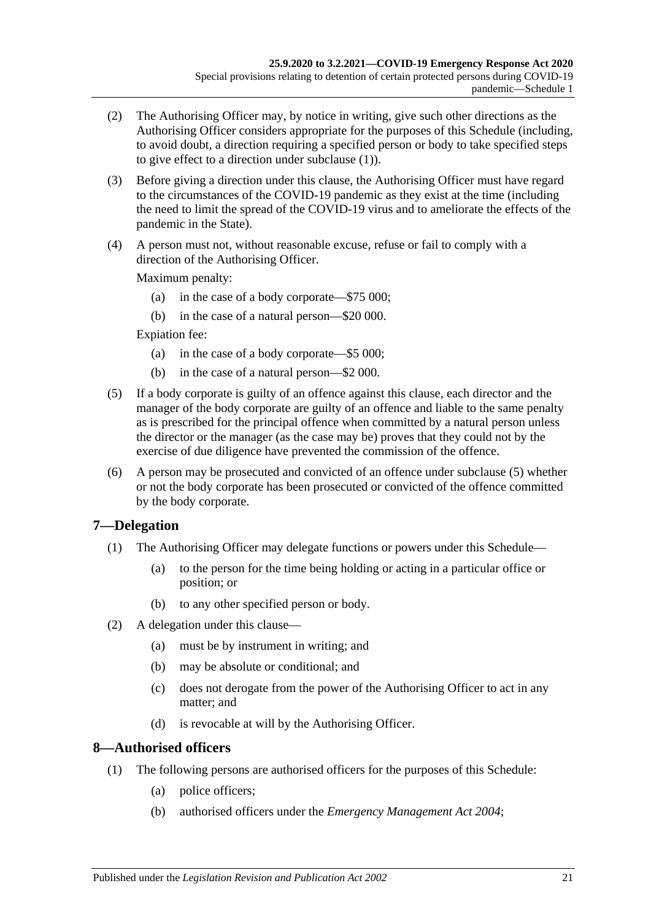(2) The Authorising Officer may, by notice in writing, give such other directions as the Authorising Officer considers appropriate for the purposes of this Schedule (including, to avoid doubt, a direction requiring a specified person or body to take specified steps to give effect to a direction under subclause (1)).

(3) Before giving a direction under this clause, the Authorising Officer must have regard to the circumstances of the COVID-19 pandemic as they exist at the time (including the need to limit the spread of the COVID-19 virus and to ameliorate the effects of the pandemic in the State).

(4) A person must not, without reasonable excuse, refuse or fail to comply with a direction of the Authorising Officer.

Maximum penalty:

(a) in the case of a body corporate—$75 000;

(b) in the case of a natural person—$20 000.

Expiation fee:

(a) in the case of a body corporate—$5 000;

(b) in the case of a natural person—$2 000.

(5) If a body corporate is guilty of an offence against this clause, each director and the manager of the body corporate are guilty of an offence and liable to the same penalty as is prescribed for the principal offence when committed by a natural person unless the director or the manager (as the case may be) proves that they could not by the exercise of due diligence have prevented the commission of the offence.

(6) A person may be prosecuted and convicted of an offence under subclause (5) whether or not the body corporate has been prosecuted or convicted of the offence committed by the body corporate.

## 7—Delegation

(1) The Authorising Officer may delegate functions or powers under this Schedule—

(a) to the person for the time being holding or acting in a particular office or position; or

(b) to any other specified person or body.

(2) A delegation under this clause—

(a) must be by instrument in writing; and

(b) may be absolute or conditional; and

(c) does not derogate from the power of the Authorising Officer to act in any matter; and

(d) is revocable at will by the Authorising Officer.

## 8—Authorised officers

(1) The following persons are authorised officers for the purposes of this Schedule:

(a) police officers;

(b) authorised officers under the *Emergency Management Act 2004*;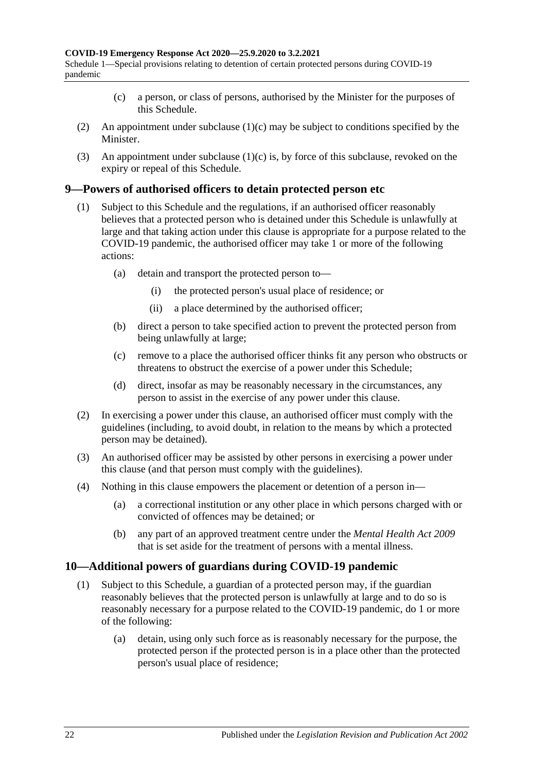(c) a person, or class of persons, authorised by the Minister for the purposes of this Schedule.

(2) An appointment under subclause (1)(c) may be subject to conditions specified by the Minister.

(3) An appointment under subclause (1)(c) is, by force of this subclause, revoked on the expiry or repeal of this Schedule.

## 9—Powers of authorised officers to detain protected person etc

(1) Subject to this Schedule and the regulations, if an authorised officer reasonably believes that a protected person who is detained under this Schedule is unlawfully at large and that taking action under this clause is appropriate for a purpose related to the COVID-19 pandemic, the authorised officer may take 1 or more of the following actions:

- (a) detain and transport the protected person to—
  - (i) the protected person's usual place of residence; or
  - (ii) a place determined by the authorised officer;
- (b) direct a person to take specified action to prevent the protected person from being unlawfully at large;
- (c) remove to a place the authorised officer thinks fit any person who obstructs or threatens to obstruct the exercise of a power under this Schedule;
- (d) direct, insofar as may be reasonably necessary in the circumstances, any person to assist in the exercise of any power under this clause.

(2) In exercising a power under this clause, an authorised officer must comply with the guidelines (including, to avoid doubt, in relation to the means by which a protected person may be detained).

(3) An authorised officer may be assisted by other persons in exercising a power under this clause (and that person must comply with the guidelines).

(4) Nothing in this clause empowers the placement or detention of a person in—

- (a) a correctional institution or any other place in which persons charged with or convicted of offences may be detained; or
- (b) any part of an approved treatment centre under the *Mental Health Act 2009* that is set aside for the treatment of persons with a mental illness.

## 10—Additional powers of guardians during COVID-19 pandemic

(1) Subject to this Schedule, a guardian of a protected person may, if the guardian reasonably believes that the protected person is unlawfully at large and to do so is reasonably necessary for a purpose related to the COVID-19 pandemic, do 1 or more of the following:

- (a) detain, using only such force as is reasonably necessary for the purpose, the protected person if the protected person is in a place other than the protected person's usual place of residence;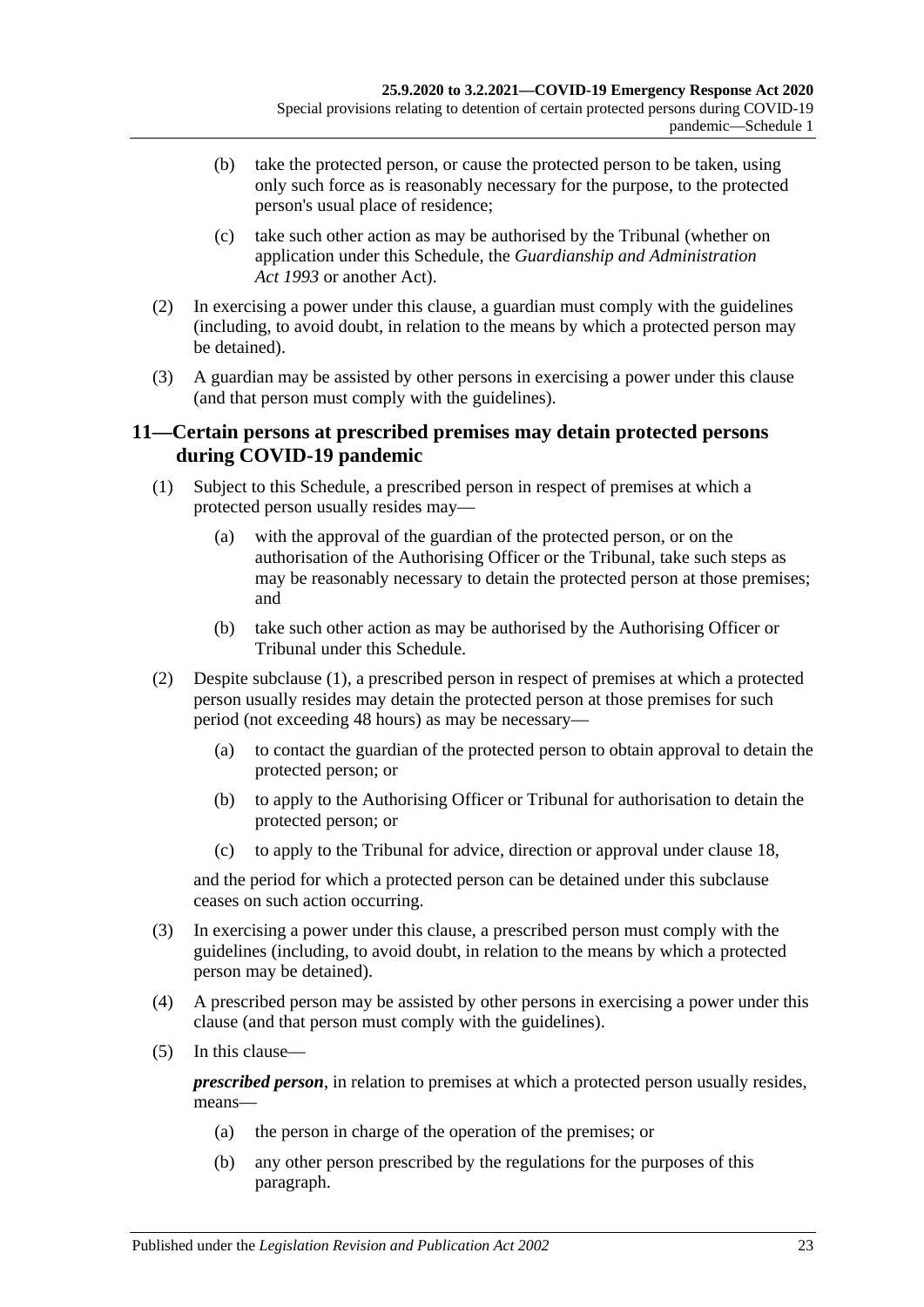(b) take the protected person, or cause the protected person to be taken, using only such force as is reasonably necessary for the purpose, to the protected person's usual place of residence;

(c) take such other action as may be authorised by the Tribunal (whether on application under this Schedule, the *Guardianship and Administration Act 1993* or another Act).

(2) In exercising a power under this clause, a guardian must comply with the guidelines (including, to avoid doubt, in relation to the means by which a protected person may be detained).

(3) A guardian may be assisted by other persons in exercising a power under this clause (and that person must comply with the guidelines).

## 11—Certain persons at prescribed premises may detain protected persons during COVID-19 pandemic

(1) Subject to this Schedule, a prescribed person in respect of premises at which a protected person usually resides may—

(a) with the approval of the guardian of the protected person, or on the authorisation of the Authorising Officer or the Tribunal, take such steps as may be reasonably necessary to detain the protected person at those premises; and

(b) take such other action as may be authorised by the Authorising Officer or Tribunal under this Schedule.

(2) Despite subclause (1), a prescribed person in respect of premises at which a protected person usually resides may detain the protected person at those premises for such period (not exceeding 48 hours) as may be necessary—

(a) to contact the guardian of the protected person to obtain approval to detain the protected person; or

(b) to apply to the Authorising Officer or Tribunal for authorisation to detain the protected person; or

(c) to apply to the Tribunal for advice, direction or approval under clause 18,

and the period for which a protected person can be detained under this subclause ceases on such action occurring.

(3) In exercising a power under this clause, a prescribed person must comply with the guidelines (including, to avoid doubt, in relation to the means by which a protected person may be detained).

(4) A prescribed person may be assisted by other persons in exercising a power under this clause (and that person must comply with the guidelines).

(5) In this clause—

***prescribed person***, in relation to premises at which a protected person usually resides, means—

(a) the person in charge of the operation of the premises; or

(b) any other person prescribed by the regulations for the purposes of this paragraph.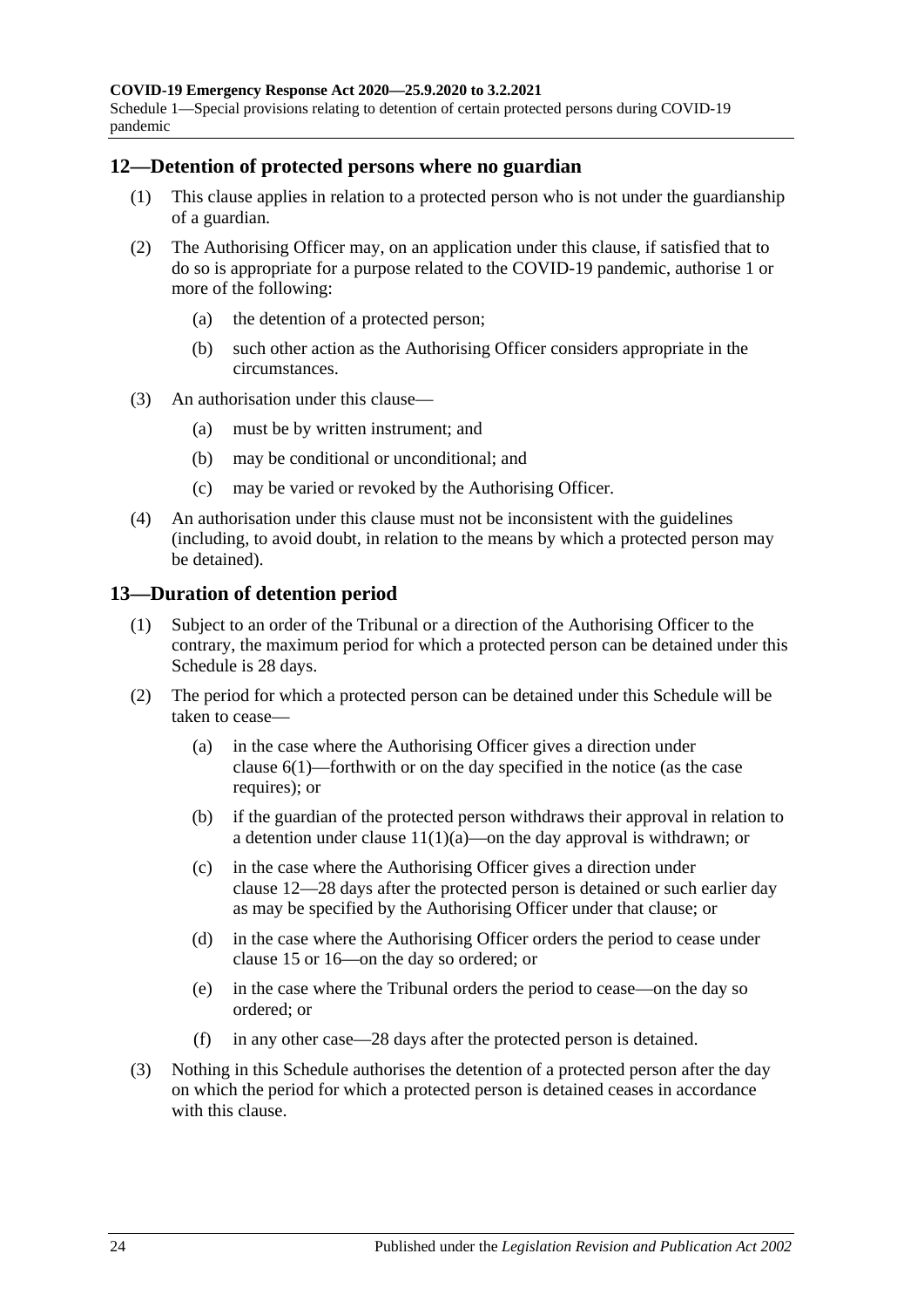## 12—Detention of protected persons where no guardian

(1) This clause applies in relation to a protected person who is not under the guardianship of a guardian.

(2) The Authorising Officer may, on an application under this clause, if satisfied that to do so is appropriate for a purpose related to the COVID-19 pandemic, authorise 1 or more of the following:

- (a) the detention of a protected person;
- (b) such other action as the Authorising Officer considers appropriate in the circumstances.

(3) An authorisation under this clause—

- (a) must be by written instrument; and
- (b) may be conditional or unconditional; and
- (c) may be varied or revoked by the Authorising Officer.

(4) An authorisation under this clause must not be inconsistent with the guidelines (including, to avoid doubt, in relation to the means by which a protected person may be detained).

## 13—Duration of detention period

(1) Subject to an order of the Tribunal or a direction of the Authorising Officer to the contrary, the maximum period for which a protected person can be detained under this Schedule is 28 days.

(2) The period for which a protected person can be detained under this Schedule will be taken to cease—

- (a) in the case where the Authorising Officer gives a direction under clause 6(1)—forthwith or on the day specified in the notice (as the case requires); or
- (b) if the guardian of the protected person withdraws their approval in relation to a detention under clause 11(1)(a)—on the day approval is withdrawn; or
- (c) in the case where the Authorising Officer gives a direction under clause 12—28 days after the protected person is detained or such earlier day as may be specified by the Authorising Officer under that clause; or
- (d) in the case where the Authorising Officer orders the period to cease under clause 15 or 16—on the day so ordered; or
- (e) in the case where the Tribunal orders the period to cease—on the day so ordered; or
- (f) in any other case—28 days after the protected person is detained.

(3) Nothing in this Schedule authorises the detention of a protected person after the day on which the period for which a protected person is detained ceases in accordance with this clause.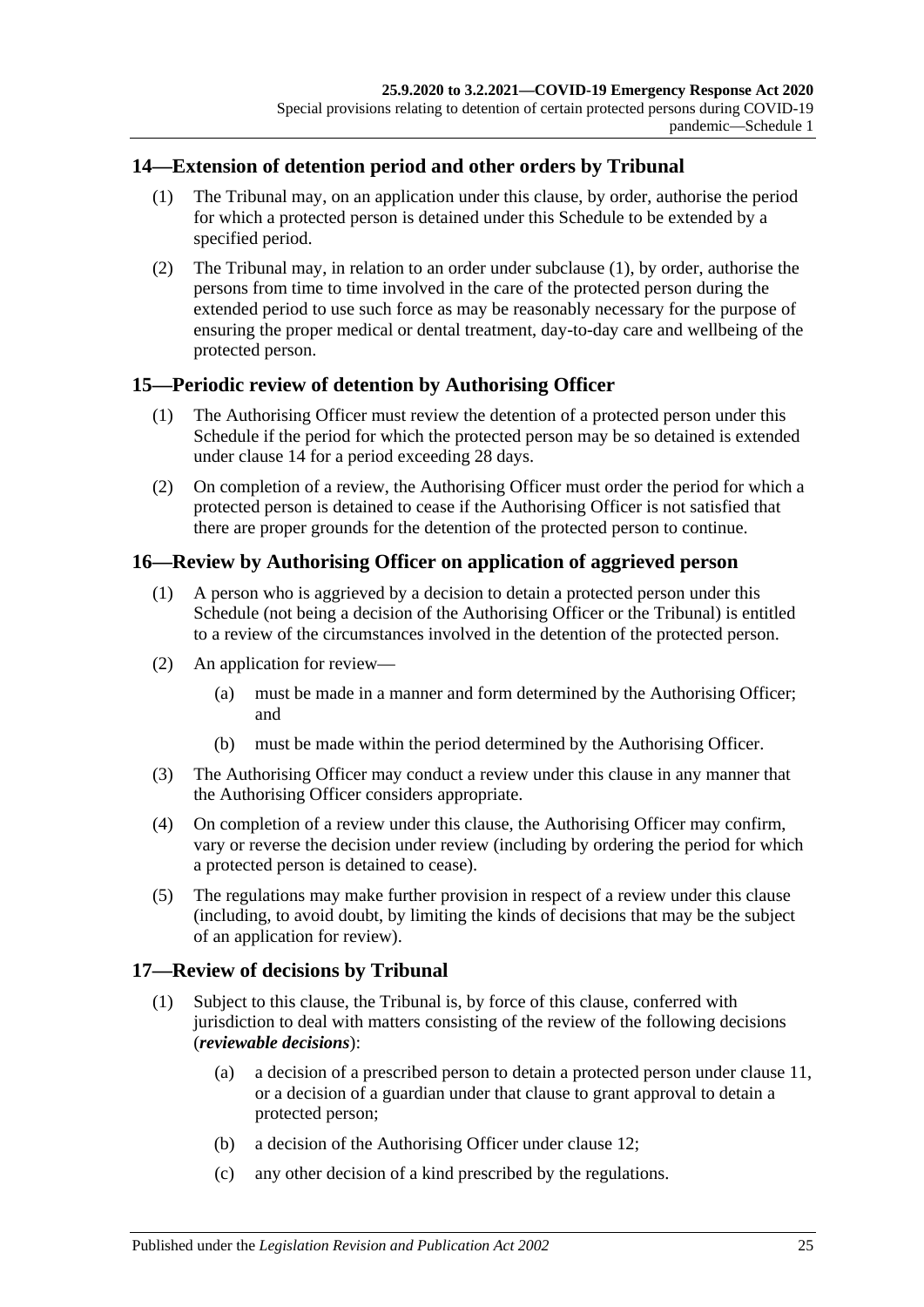## 14—Extension of detention period and other orders by Tribunal

(1) The Tribunal may, on an application under this clause, by order, authorise the period for which a protected person is detained under this Schedule to be extended by a specified period.

(2) The Tribunal may, in relation to an order under subclause (1), by order, authorise the persons from time to time involved in the care of the protected person during the extended period to use such force as may be reasonably necessary for the purpose of ensuring the proper medical or dental treatment, day-to-day care and wellbeing of the protected person.

## 15—Periodic review of detention by Authorising Officer

(1) The Authorising Officer must review the detention of a protected person under this Schedule if the period for which the protected person may be so detained is extended under clause 14 for a period exceeding 28 days.

(2) On completion of a review, the Authorising Officer must order the period for which a protected person is detained to cease if the Authorising Officer is not satisfied that there are proper grounds for the detention of the protected person to continue.

## 16—Review by Authorising Officer on application of aggrieved person

(1) A person who is aggrieved by a decision to detain a protected person under this Schedule (not being a decision of the Authorising Officer or the Tribunal) is entitled to a review of the circumstances involved in the detention of the protected person.

(2) An application for review—

(a) must be made in a manner and form determined by the Authorising Officer; and

(b) must be made within the period determined by the Authorising Officer.

(3) The Authorising Officer may conduct a review under this clause in any manner that the Authorising Officer considers appropriate.

(4) On completion of a review under this clause, the Authorising Officer may confirm, vary or reverse the decision under review (including by ordering the period for which a protected person is detained to cease).

(5) The regulations may make further provision in respect of a review under this clause (including, to avoid doubt, by limiting the kinds of decisions that may be the subject of an application for review).

## 17—Review of decisions by Tribunal

(1) Subject to this clause, the Tribunal is, by force of this clause, conferred with jurisdiction to deal with matters consisting of the review of the following decisions (***reviewable decisions***):

(a) a decision of a prescribed person to detain a protected person under clause 11, or a decision of a guardian under that clause to grant approval to detain a protected person;

(b) a decision of the Authorising Officer under clause 12;

(c) any other decision of a kind prescribed by the regulations.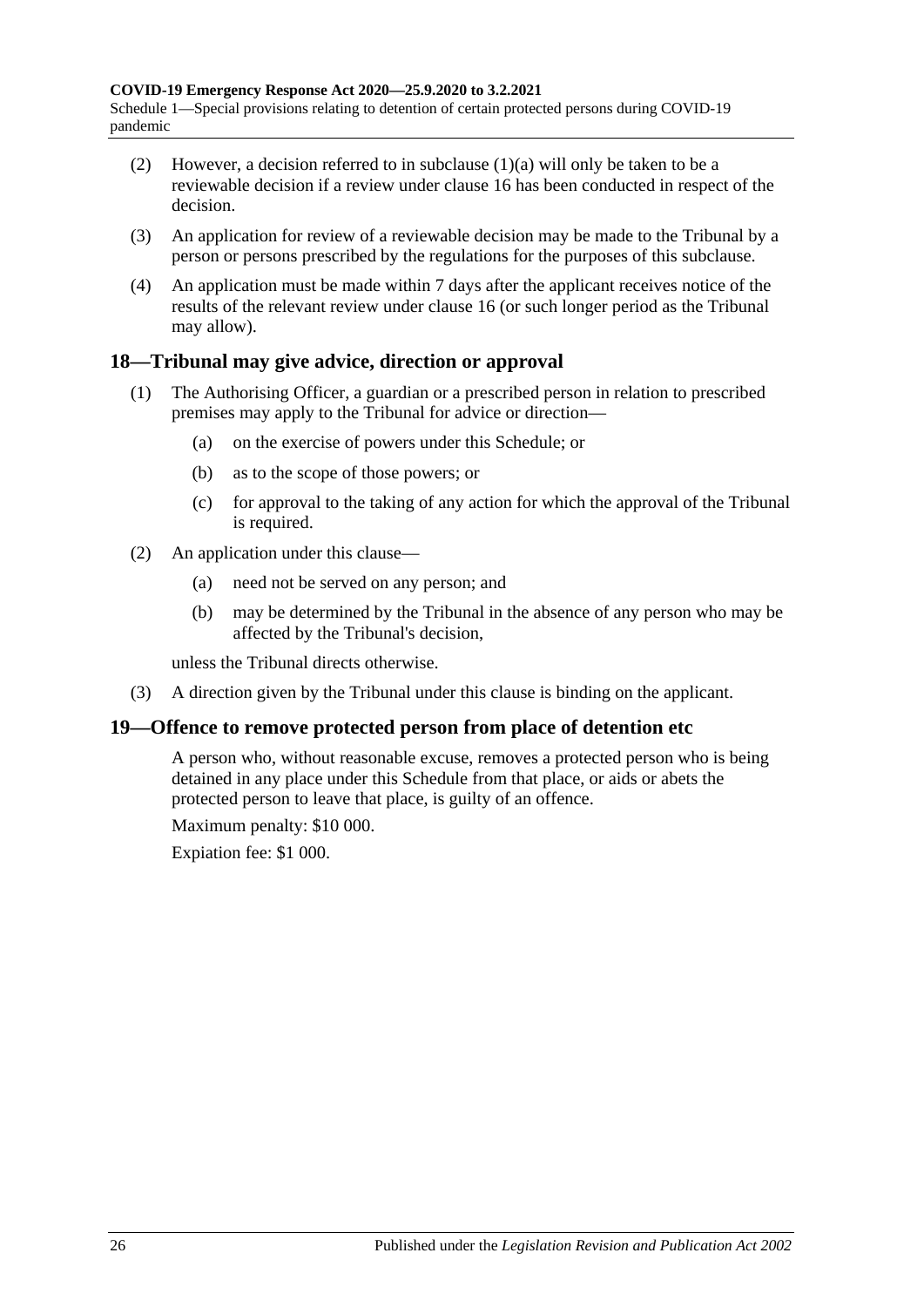(2) However, a decision referred to in subclause (1)(a) will only be taken to be a reviewable decision if a review under clause 16 has been conducted in respect of the decision.

(3) An application for review of a reviewable decision may be made to the Tribunal by a person or persons prescribed by the regulations for the purposes of this subclause.

(4) An application must be made within 7 days after the applicant receives notice of the results of the relevant review under clause 16 (or such longer period as the Tribunal may allow).

## 18—Tribunal may give advice, direction or approval

(1) The Authorising Officer, a guardian or a prescribed person in relation to prescribed premises may apply to the Tribunal for advice or direction—

(a) on the exercise of powers under this Schedule; or

(b) as to the scope of those powers; or

(c) for approval to the taking of any action for which the approval of the Tribunal is required.

(2) An application under this clause—

(a) need not be served on any person; and

(b) may be determined by the Tribunal in the absence of any person who may be affected by the Tribunal's decision,

unless the Tribunal directs otherwise.

(3) A direction given by the Tribunal under this clause is binding on the applicant.

## 19—Offence to remove protected person from place of detention etc

A person who, without reasonable excuse, removes a protected person who is being detained in any place under this Schedule from that place, or aids or abets the protected person to leave that place, is guilty of an offence.

Maximum penalty: $10 000.

Expiation fee: $1 000.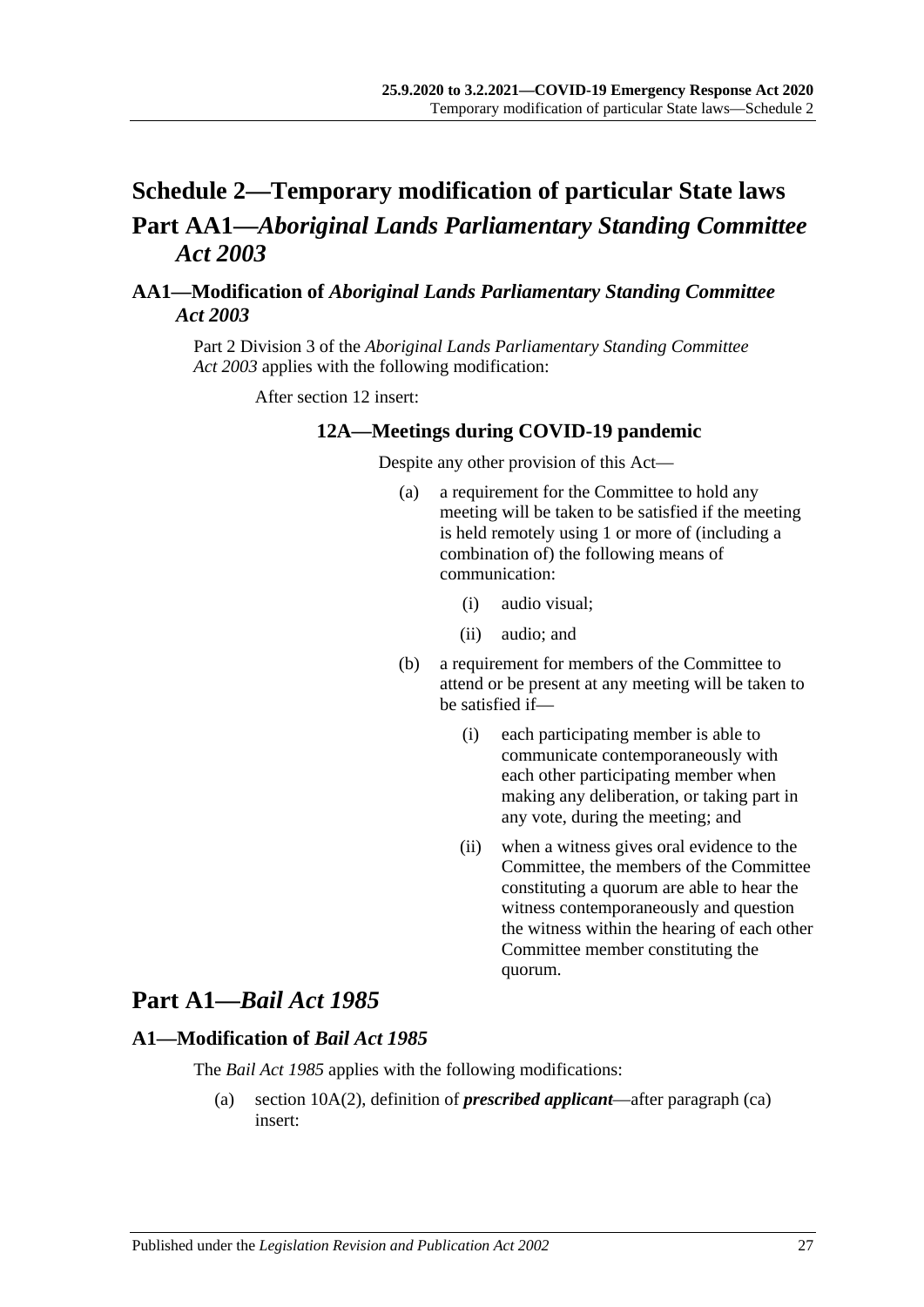# Schedule 2—Temporary modification of particular State laws

# Part AA1—*Aboriginal Lands Parliamentary Standing Committee Act 2003*

## AA1—Modification of *Aboriginal Lands Parliamentary Standing Committee Act 2003*

Part 2 Division 3 of the *Aboriginal Lands Parliamentary Standing Committee Act 2003* applies with the following modification:

After section 12 insert:

### 12A—Meetings during COVID-19 pandemic

Despite any other provision of this Act—

(a) a requirement for the Committee to hold any meeting will be taken to be satisfied if the meeting is held remotely using 1 or more of (including a combination of) the following means of communication:

(i) audio visual;

(ii) audio; and

(b) a requirement for members of the Committee to attend or be present at any meeting will be taken to be satisfied if—

(i) each participating member is able to communicate contemporaneously with each other participating member when making any deliberation, or taking part in any vote, during the meeting; and

(ii) when a witness gives oral evidence to the Committee, the members of the Committee constituting a quorum are able to hear the witness contemporaneously and question the witness within the hearing of each other Committee member constituting the quorum.

# Part A1—*Bail Act 1985*

## A1—Modification of *Bail Act 1985*

The *Bail Act 1985* applies with the following modifications:

(a) section 10A(2), definition of ***prescribed applicant***—after paragraph (ca) insert: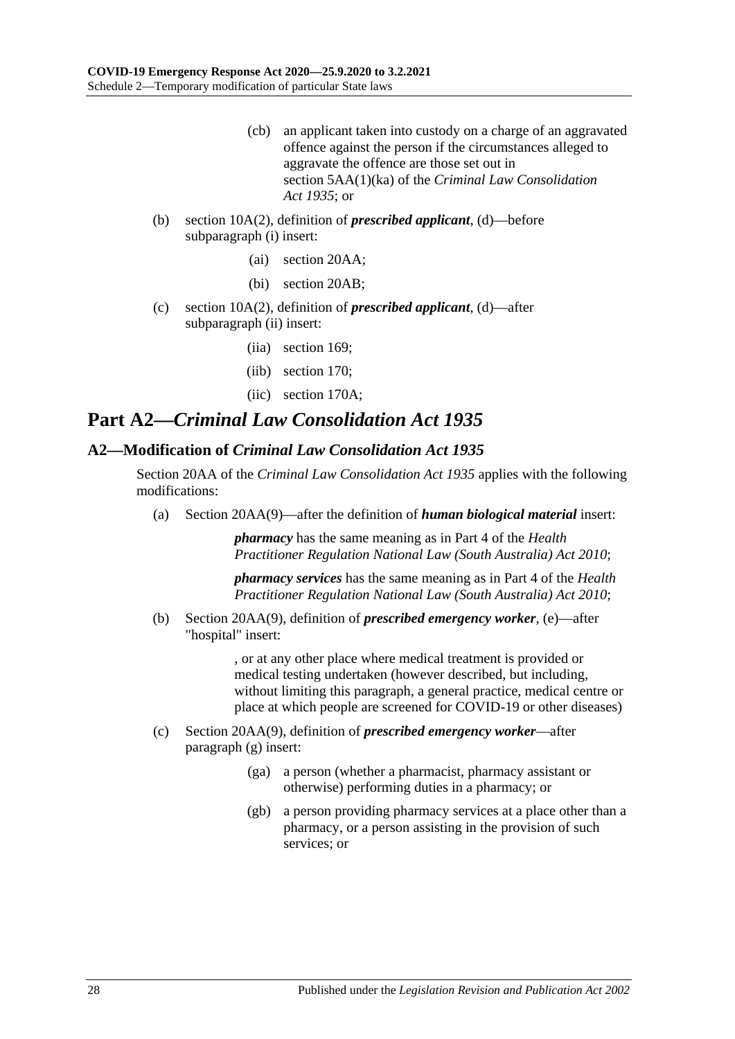(cb) an applicant taken into custody on a charge of an aggravated offence against the person if the circumstances alleged to aggravate the offence are those set out in section 5AA(1)(ka) of the *Criminal Law Consolidation Act 1935*; or

(b) section 10A(2), definition of ***prescribed applicant***, (d)—before subparagraph (i) insert:

(ai) section 20AA;

(bi) section 20AB;

(c) section 10A(2), definition of ***prescribed applicant***, (d)—after subparagraph (ii) insert:

(iia) section 169;

(iib) section 170;

(iic) section 170A;

# Part A2—*Criminal Law Consolidation Act 1935*

## A2—Modification of *Criminal Law Consolidation Act 1935*

Section 20AA of the *Criminal Law Consolidation Act 1935* applies with the following modifications:

(a) Section 20AA(9)—after the definition of ***human biological material*** insert:

***pharmacy*** has the same meaning as in Part 4 of the *Health Practitioner Regulation National Law (South Australia) Act 2010*;

***pharmacy services*** has the same meaning as in Part 4 of the *Health Practitioner Regulation National Law (South Australia) Act 2010*;

(b) Section 20AA(9), definition of ***prescribed emergency worker***, (e)—after "hospital" insert:

, or at any other place where medical treatment is provided or medical testing undertaken (however described, but including, without limiting this paragraph, a general practice, medical centre or place at which people are screened for COVID-19 or other diseases)

(c) Section 20AA(9), definition of ***prescribed emergency worker***—after paragraph (g) insert:

(ga) a person (whether a pharmacist, pharmacy assistant or otherwise) performing duties in a pharmacy; or

(gb) a person providing pharmacy services at a place other than a pharmacy, or a person assisting in the provision of such services; or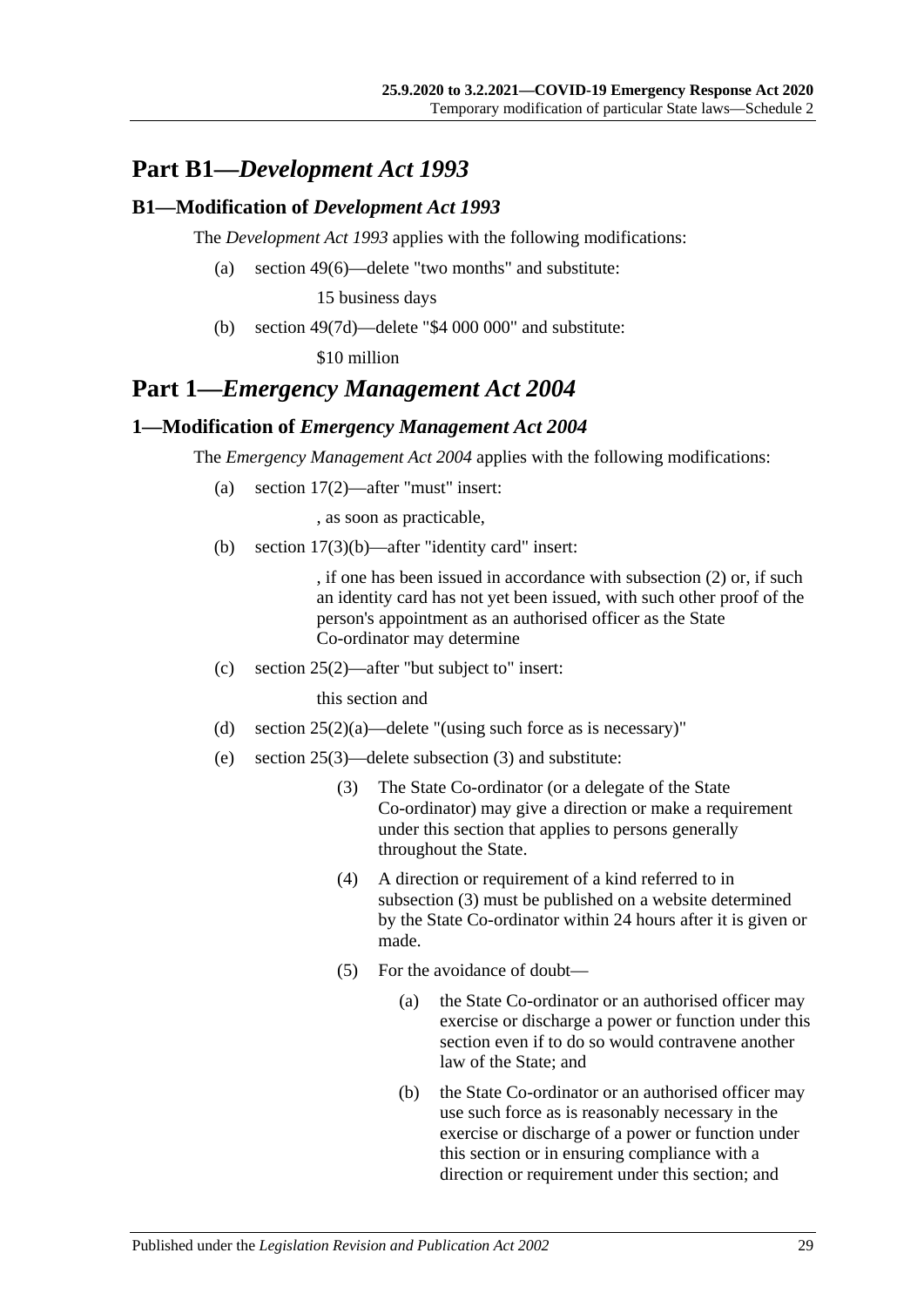# Part B1—*Development Act 1993*

## B1—Modification of *Development Act 1993*

The *Development Act 1993* applies with the following modifications:

(a) section 49(6)—delete "two months" and substitute:

15 business days

(b) section 49(7d)—delete "$4 000 000" and substitute:

$10 million

# Part 1—*Emergency Management Act 2004*

## 1—Modification of *Emergency Management Act 2004*

The *Emergency Management Act 2004* applies with the following modifications:

(a) section 17(2)—after "must" insert:

, as soon as practicable,

(b) section 17(3)(b)—after "identity card" insert:

, if one has been issued in accordance with subsection (2) or, if such an identity card has not yet been issued, with such other proof of the person's appointment as an authorised officer as the State Co-ordinator may determine

(c) section 25(2)—after "but subject to" insert:

this section and

(d) section 25(2)(a)—delete "(using such force as is necessary)"

(e) section 25(3)—delete subsection (3) and substitute:

(3) The State Co-ordinator (or a delegate of the State Co-ordinator) may give a direction or make a requirement under this section that applies to persons generally throughout the State.

(4) A direction or requirement of a kind referred to in subsection (3) must be published on a website determined by the State Co-ordinator within 24 hours after it is given or made.

(5) For the avoidance of doubt—

(a) the State Co-ordinator or an authorised officer may exercise or discharge a power or function under this section even if to do so would contravene another law of the State; and

(b) the State Co-ordinator or an authorised officer may use such force as is reasonably necessary in the exercise or discharge of a power or function under this section or in ensuring compliance with a direction or requirement under this section; and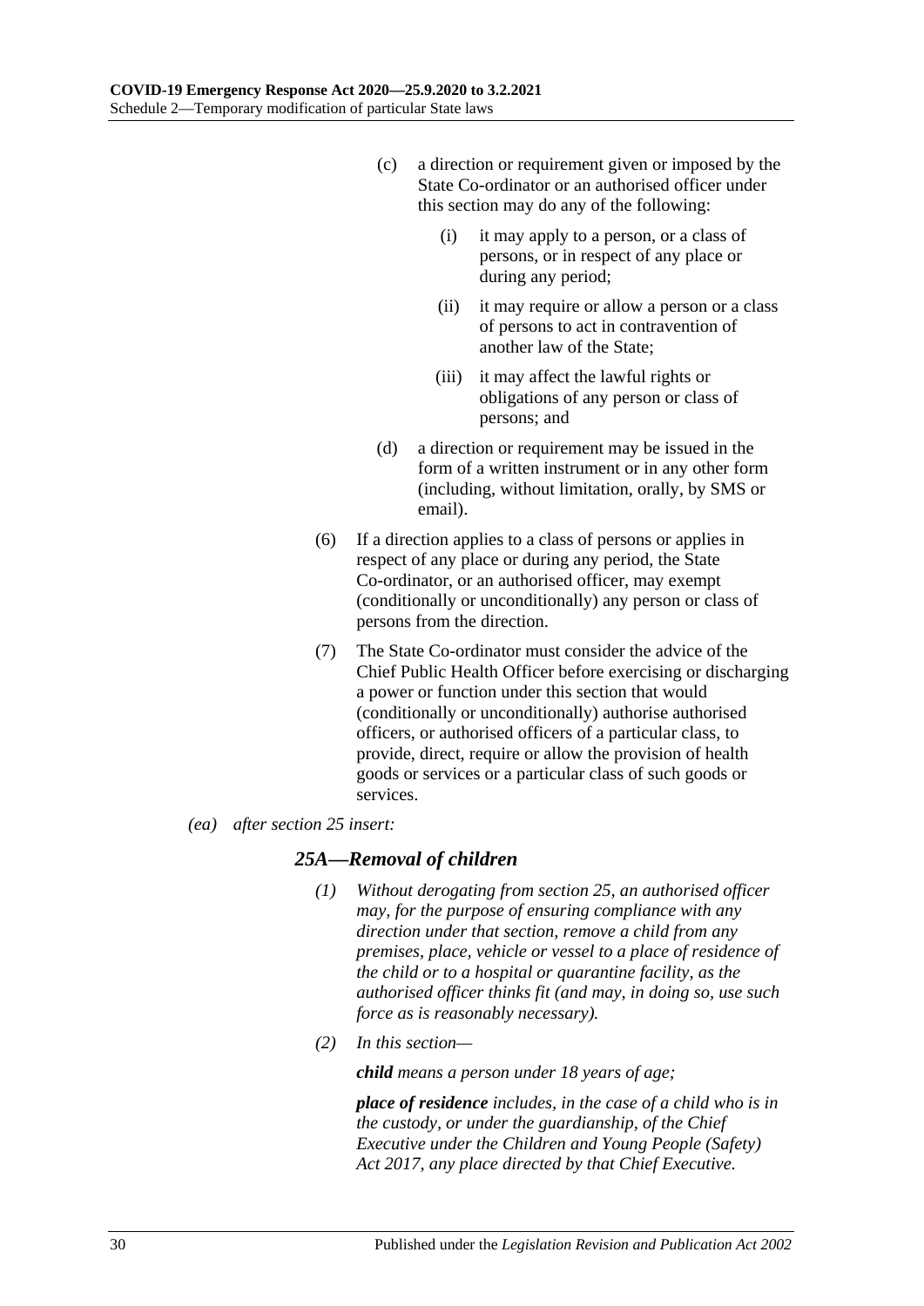(c) a direction or requirement given or imposed by the State Co-ordinator or an authorised officer under this section may do any of the following:

(i) it may apply to a person, or a class of persons, or in respect of any place or during any period;

(ii) it may require or allow a person or a class of persons to act in contravention of another law of the State;

(iii) it may affect the lawful rights or obligations of any person or class of persons; and

(d) a direction or requirement may be issued in the form of a written instrument or in any other form (including, without limitation, orally, by SMS or email).

(6) If a direction applies to a class of persons or applies in respect of any place or during any period, the State Co-ordinator, or an authorised officer, may exempt (conditionally or unconditionally) any person or class of persons from the direction.

(7) The State Co-ordinator must consider the advice of the Chief Public Health Officer before exercising or discharging a power or function under this section that would (conditionally or unconditionally) authorise authorised officers, or authorised officers of a particular class, to provide, direct, require or allow the provision of health goods or services or a particular class of such goods or services.

*(ea) after section 25 insert:*

### *25A—Removal of children*

*(1) Without derogating from section 25, an authorised officer may, for the purpose of ensuring compliance with any direction under that section, remove a child from any premises, place, vehicle or vessel to a place of residence of the child or to a hospital or quarantine facility, as the authorised officer thinks fit (and may, in doing so, use such force as is reasonably necessary).*

*(2) In this section—*

***child*** *means a person under 18 years of age;*

***place of residence*** *includes, in the case of a child who is in the custody, or under the guardianship, of the Chief Executive under the Children and Young People (Safety) Act 2017, any place directed by that Chief Executive.*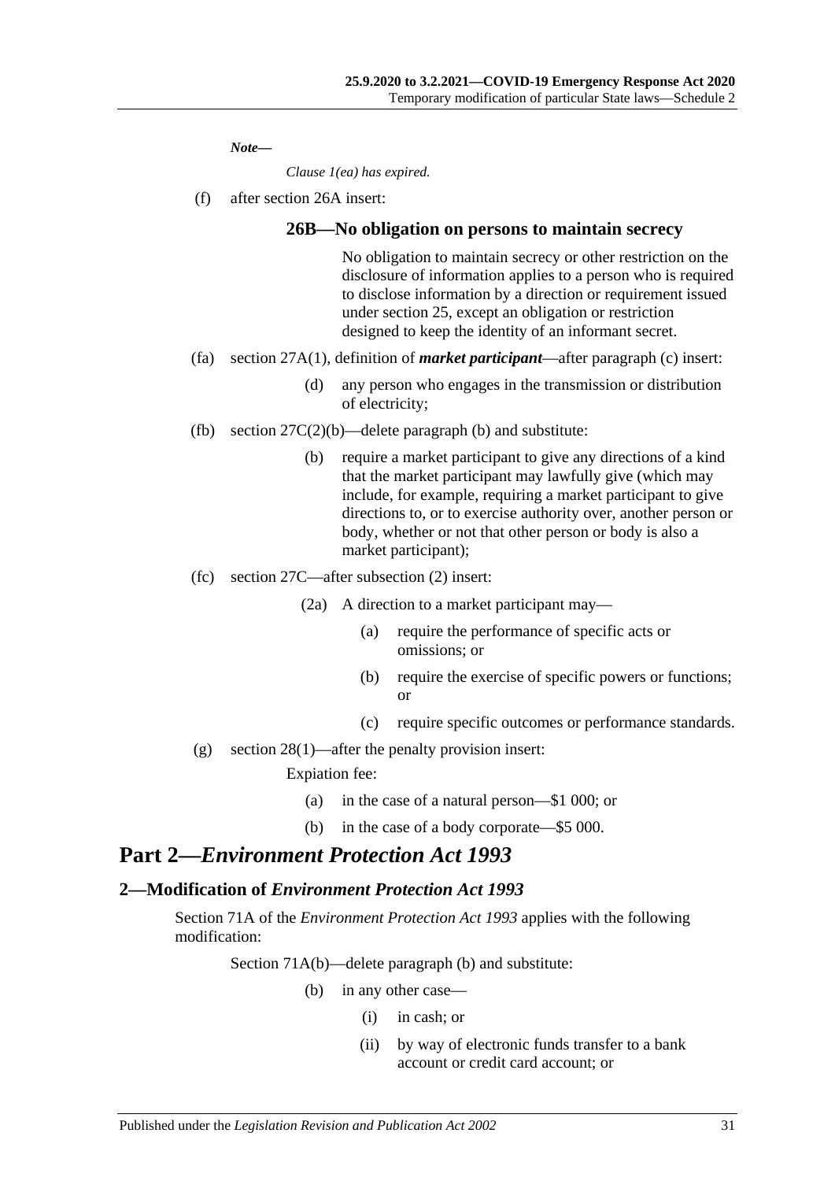*Note—*

*Clause 1(ea) has expired.*

(f) after section 26A insert:

### 26B—No obligation on persons to maintain secrecy

No obligation to maintain secrecy or other restriction on the disclosure of information applies to a person who is required to disclose information by a direction or requirement issued under section 25, except an obligation or restriction designed to keep the identity of an informant secret.

(fa) section 27A(1), definition of ***market participant***—after paragraph (c) insert:

- (d) any person who engages in the transmission or distribution of electricity;

(fb) section 27C(2)(b)—delete paragraph (b) and substitute:

- (b) require a market participant to give any directions of a kind that the market participant may lawfully give (which may include, for example, requiring a market participant to give directions to, or to exercise authority over, another person or body, whether or not that other person or body is also a market participant);

(fc) section 27C—after subsection (2) insert:

(2a) A direction to a market participant may—

- (a) require the performance of specific acts or omissions; or
- (b) require the exercise of specific powers or functions; or
- (c) require specific outcomes or performance standards.

(g) section 28(1)—after the penalty provision insert:

Expiation fee:

- (a) in the case of a natural person—$1 000; or
- (b) in the case of a body corporate—$5 000.

# Part 2—*Environment Protection Act 1993*

## 2—Modification of *Environment Protection Act 1993*

Section 71A of the *Environment Protection Act 1993* applies with the following modification:

Section 71A(b)—delete paragraph (b) and substitute:

- (b) in any other case—
  - (i) in cash; or
  - (ii) by way of electronic funds transfer to a bank account or credit card account; or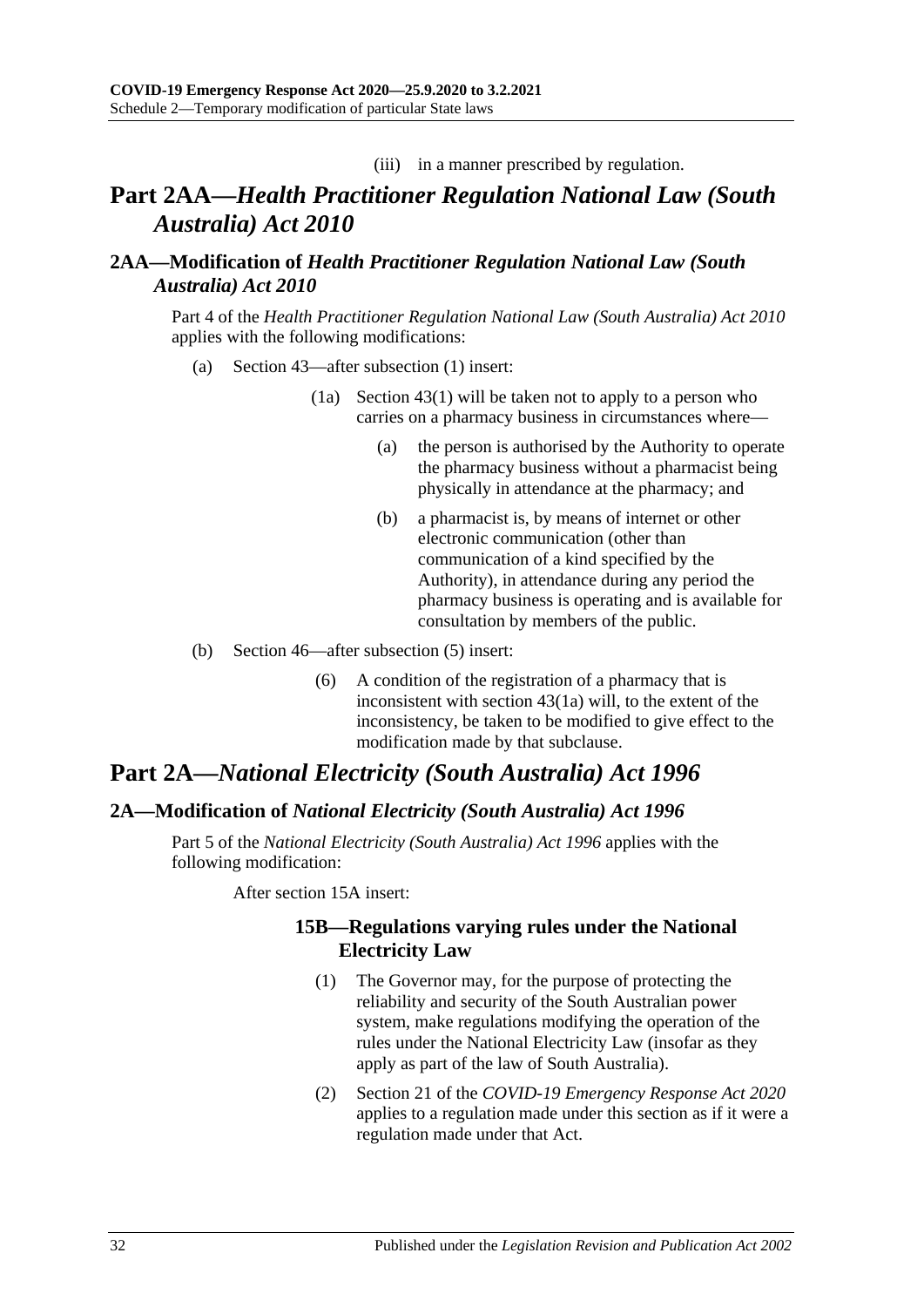(iii) in a manner prescribed by regulation.

# Part 2AA—*Health Practitioner Regulation National Law (South Australia) Act 2010*

## 2AA—Modification of *Health Practitioner Regulation National Law (South Australia) Act 2010*

Part 4 of the *Health Practitioner Regulation National Law (South Australia) Act 2010* applies with the following modifications:

(a) Section 43—after subsection (1) insert:

> (1a) Section 43(1) will be taken not to apply to a person who carries on a pharmacy business in circumstances where—
>
> > (a) the person is authorised by the Authority to operate the pharmacy business without a pharmacist being physically in attendance at the pharmacy; and
> >
> > (b) a pharmacist is, by means of internet or other electronic communication (other than communication of a kind specified by the Authority), in attendance during any period the pharmacy business is operating and is available for consultation by members of the public.

(b) Section 46—after subsection (5) insert:

> (6) A condition of the registration of a pharmacy that is inconsistent with section 43(1a) will, to the extent of the inconsistency, be taken to be modified to give effect to the modification made by that subclause.

# Part 2A—*National Electricity (South Australia) Act 1996*

## 2A—Modification of *National Electricity (South Australia) Act 1996*

Part 5 of the *National Electricity (South Australia) Act 1996* applies with the following modification:

After section 15A insert:

> ### 15B—Regulations varying rules under the National Electricity Law
>
> (1) The Governor may, for the purpose of protecting the reliability and security of the South Australian power system, make regulations modifying the operation of the rules under the National Electricity Law (insofar as they apply as part of the law of South Australia).
>
> (2) Section 21 of the *COVID-19 Emergency Response Act 2020* applies to a regulation made under this section as if it were a regulation made under that Act.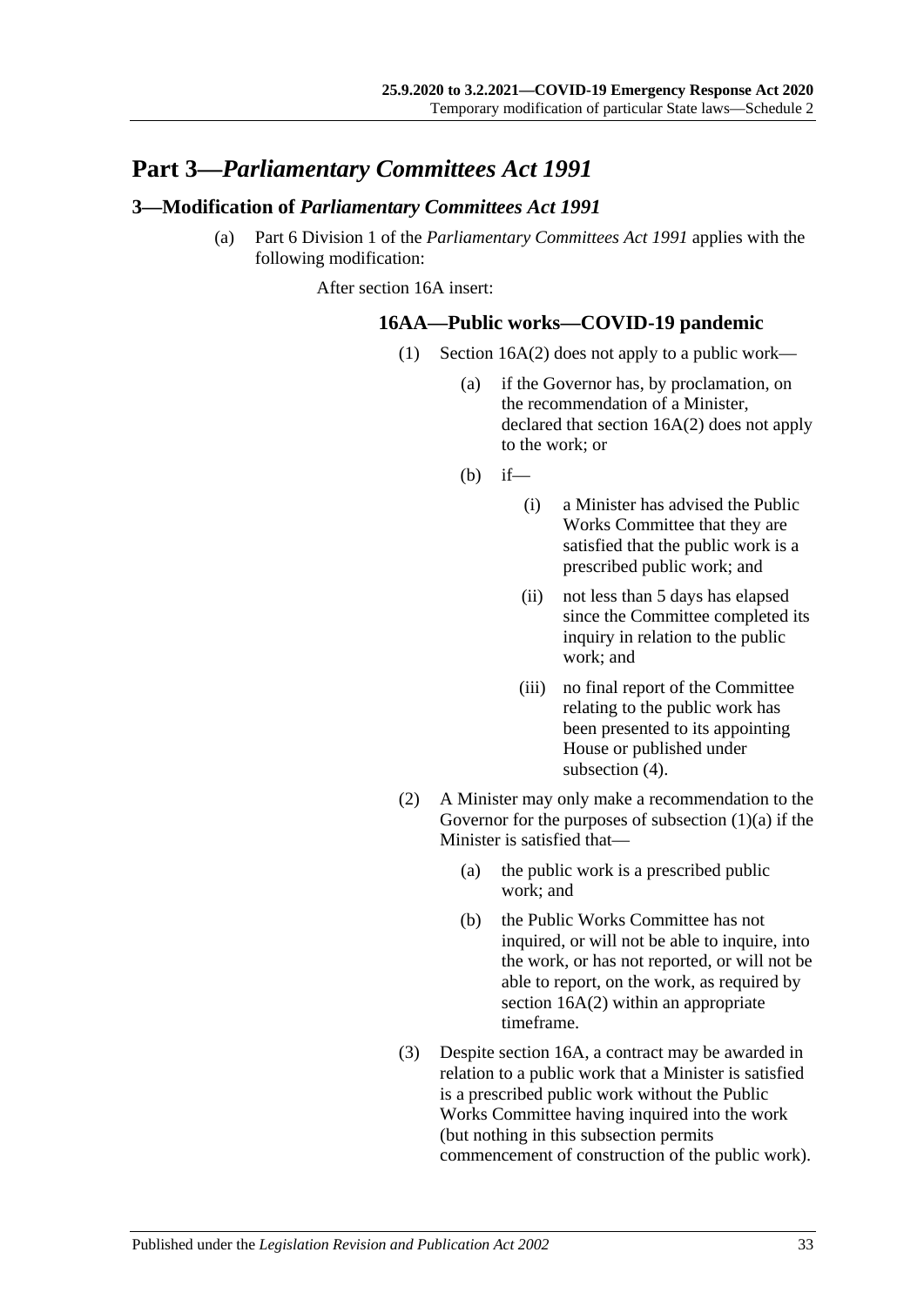# Part 3—*Parliamentary Committees Act 1991*

## 3—Modification of *Parliamentary Committees Act 1991*

(a) Part 6 Division 1 of the *Parliamentary Committees Act 1991* applies with the following modification:

After section 16A insert:

### 16AA—Public works—COVID-19 pandemic

(1) Section 16A(2) does not apply to a public work—

(a) if the Governor has, by proclamation, on the recommendation of a Minister, declared that section 16A(2) does not apply to the work; or

(b) if—

(i) a Minister has advised the Public Works Committee that they are satisfied that the public work is a prescribed public work; and

(ii) not less than 5 days has elapsed since the Committee completed its inquiry in relation to the public work; and

(iii) no final report of the Committee relating to the public work has been presented to its appointing House or published under subsection (4).

(2) A Minister may only make a recommendation to the Governor for the purposes of subsection (1)(a) if the Minister is satisfied that—

(a) the public work is a prescribed public work; and

(b) the Public Works Committee has not inquired, or will not be able to inquire, into the work, or has not reported, or will not be able to report, on the work, as required by section 16A(2) within an appropriate timeframe.

(3) Despite section 16A, a contract may be awarded in relation to a public work that a Minister is satisfied is a prescribed public work without the Public Works Committee having inquired into the work (but nothing in this subsection permits commencement of construction of the public work).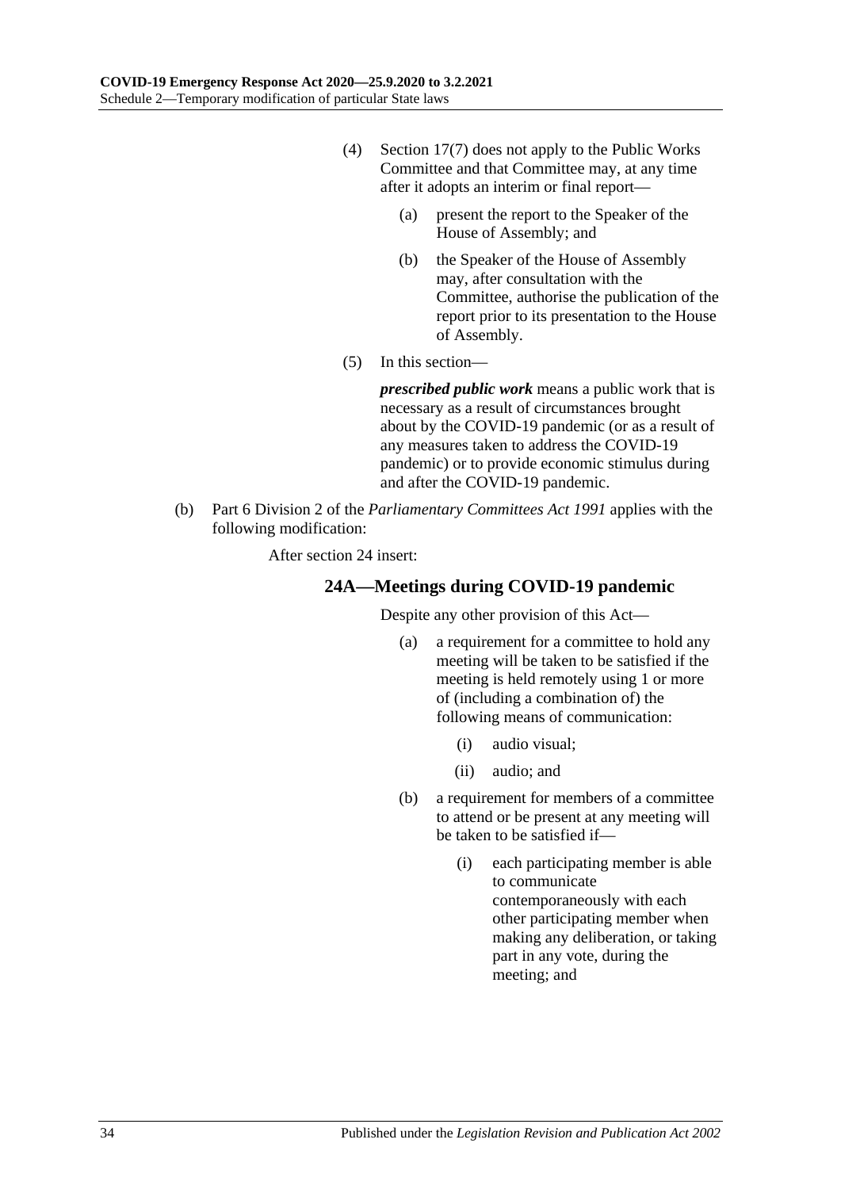(4) Section 17(7) does not apply to the Public Works Committee and that Committee may, at any time after it adopts an interim or final report—

(a) present the report to the Speaker of the House of Assembly; and

(b) the Speaker of the House of Assembly may, after consultation with the Committee, authorise the publication of the report prior to its presentation to the House of Assembly.

(5) In this section—

***prescribed public work*** means a public work that is necessary as a result of circumstances brought about by the COVID-19 pandemic (or as a result of any measures taken to address the COVID-19 pandemic) or to provide economic stimulus during and after the COVID-19 pandemic.

(b) Part 6 Division 2 of the *Parliamentary Committees Act 1991* applies with the following modification:

After section 24 insert:

### 24A—Meetings during COVID-19 pandemic

Despite any other provision of this Act—

(a) a requirement for a committee to hold any meeting will be taken to be satisfied if the meeting is held remotely using 1 or more of (including a combination of) the following means of communication:

(i) audio visual;

(ii) audio; and

(b) a requirement for members of a committee to attend or be present at any meeting will be taken to be satisfied if—

(i) each participating member is able to communicate contemporaneously with each other participating member when making any deliberation, or taking part in any vote, during the meeting; and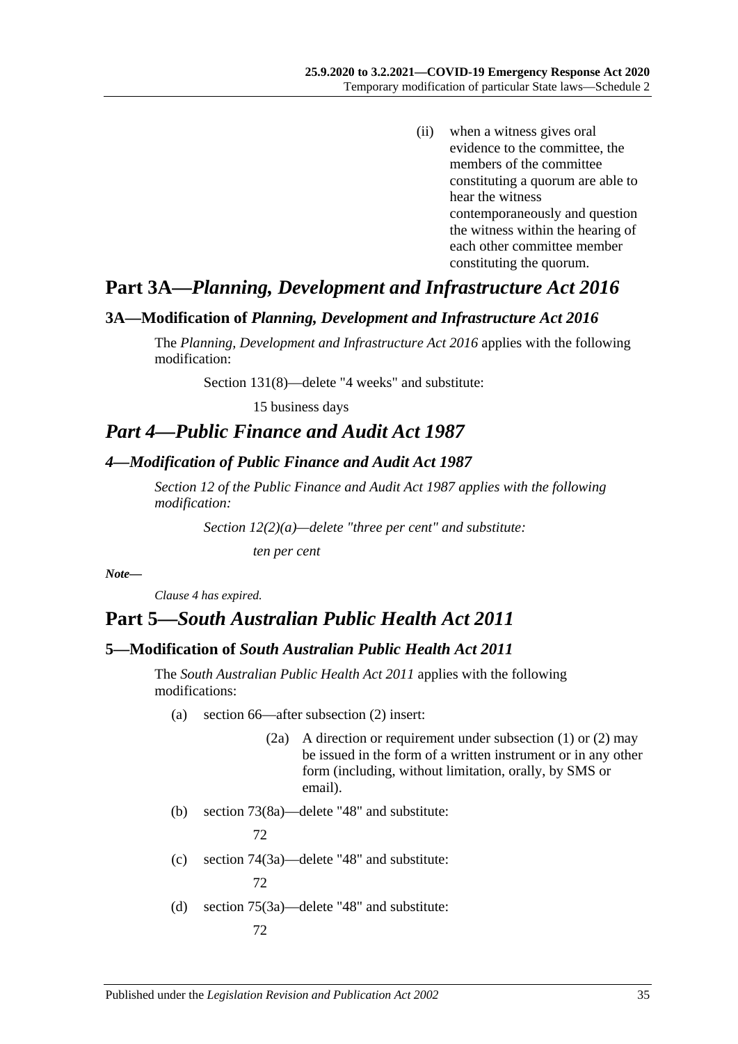(ii) when a witness gives oral evidence to the committee, the members of the committee constituting a quorum are able to hear the witness contemporaneously and question the witness within the hearing of each other committee member constituting the quorum.

# Part 3A—*Planning, Development and Infrastructure Act 2016*

### 3A—Modification of *Planning, Development and Infrastructure Act 2016*

The *Planning, Development and Infrastructure Act 2016* applies with the following modification:

Section 131(8)—delete "4 weeks" and substitute:

15 business days

# *Part 4—Public Finance and Audit Act 1987*

### *4—Modification of Public Finance and Audit Act 1987*

*Section 12 of the Public Finance and Audit Act 1987 applies with the following modification:*

*Section 12(2)(a)—delete "three per cent" and substitute:*

*ten per cent*

***Note—***

*Clause 4 has expired.*

# Part 5—*South Australian Public Health Act 2011*

### 5—Modification of *South Australian Public Health Act 2011*

The *South Australian Public Health Act 2011* applies with the following modifications:

(a) section 66—after subsection (2) insert:

(2a) A direction or requirement under subsection (1) or (2) may be issued in the form of a written instrument or in any other form (including, without limitation, orally, by SMS or email).

(b) section 73(8a)—delete "48" and substitute:

72

(c) section 74(3a)—delete "48" and substitute:

72

(d) section 75(3a)—delete "48" and substitute:

72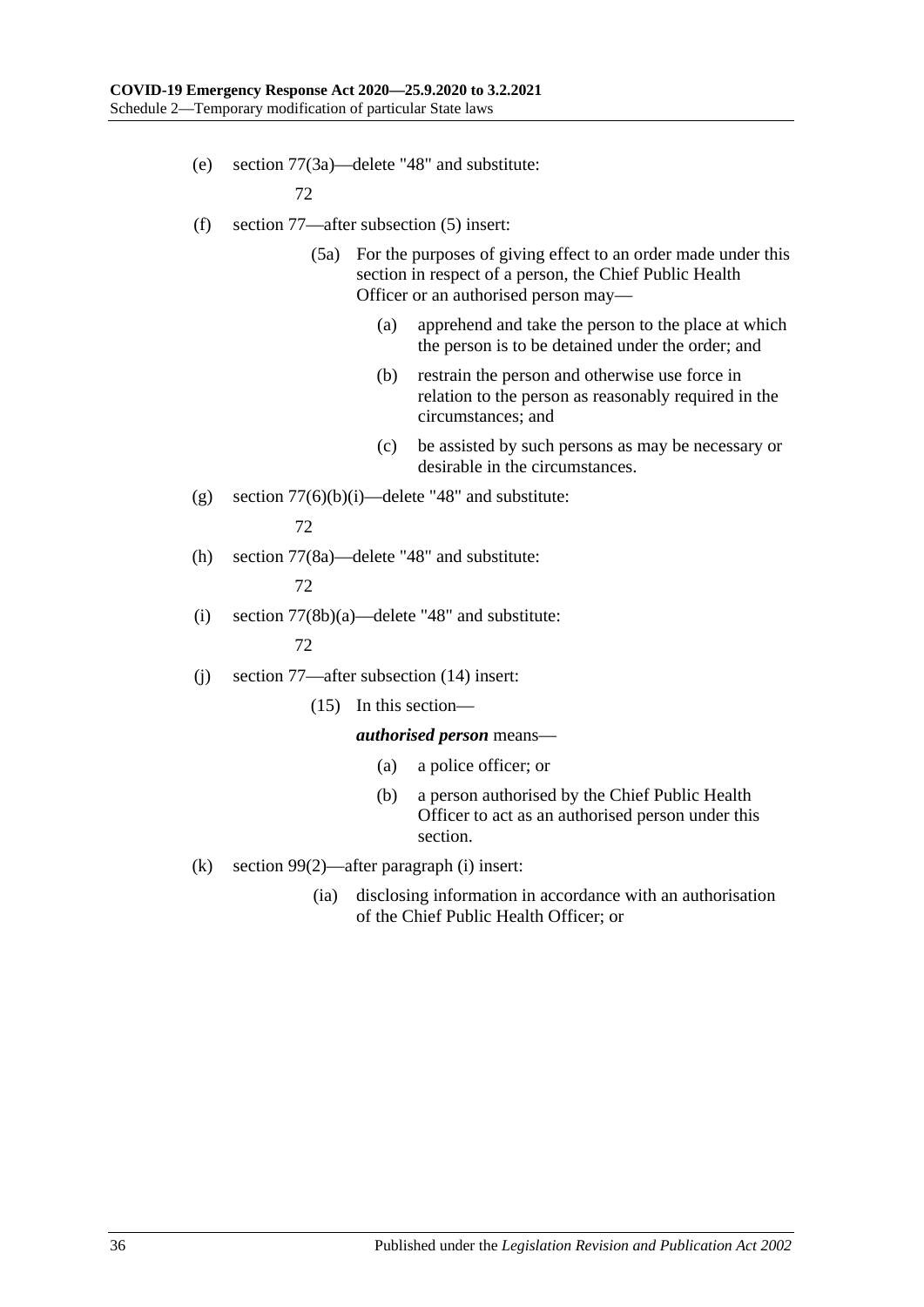(e) section 77(3a)—delete "48" and substitute:

72

(f) section 77—after subsection (5) insert:

(5a) For the purposes of giving effect to an order made under this section in respect of a person, the Chief Public Health Officer or an authorised person may—

(a) apprehend and take the person to the place at which the person is to be detained under the order; and

(b) restrain the person and otherwise use force in relation to the person as reasonably required in the circumstances; and

(c) be assisted by such persons as may be necessary or desirable in the circumstances.

(g) section 77(6)(b)(i)—delete "48" and substitute:

72

(h) section 77(8a)—delete "48" and substitute:

72

(i) section 77(8b)(a)—delete "48" and substitute:

72

(j) section 77—after subsection (14) insert:

(15) In this section—

***authorised person*** means—

(a) a police officer; or

(b) a person authorised by the Chief Public Health Officer to act as an authorised person under this section.

(k) section 99(2)—after paragraph (i) insert:

(ia) disclosing information in accordance with an authorisation of the Chief Public Health Officer; or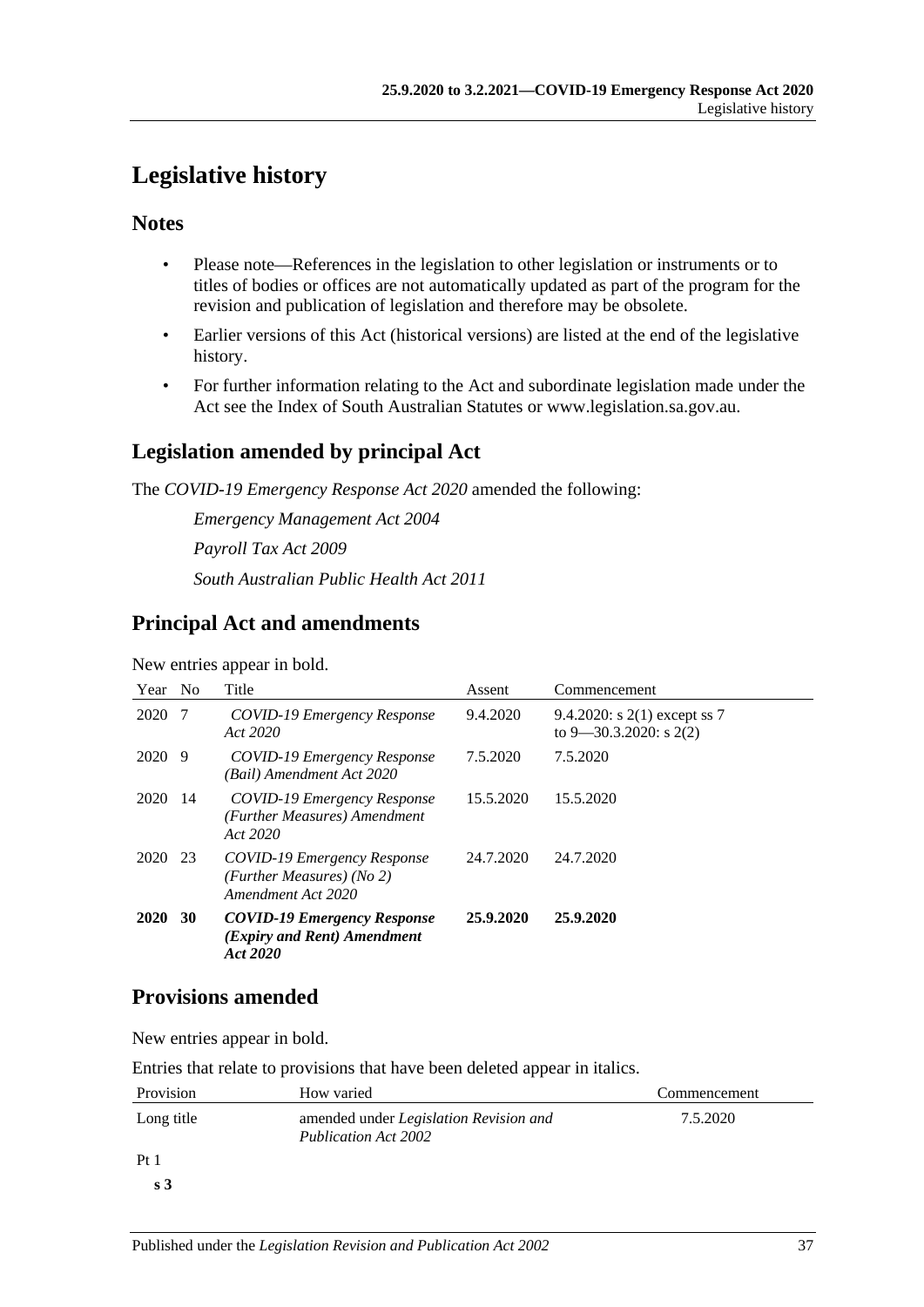# Legislative history

## Notes

- Please note—References in the legislation to other legislation or instruments or to titles of bodies or offices are not automatically updated as part of the program for the revision and publication of legislation and therefore may be obsolete.
- Earlier versions of this Act (historical versions) are listed at the end of the legislative history.
- For further information relating to the Act and subordinate legislation made under the Act see the Index of South Australian Statutes or www.legislation.sa.gov.au.

## Legislation amended by principal Act

The *COVID-19 Emergency Response Act 2020* amended the following:

*Emergency Management Act 2004*

*Payroll Tax Act 2009*

*South Australian Public Health Act 2011*

## Principal Act and amendments

New entries appear in bold.

| Year | No | Title | Assent | Commencement |
|---|---|---|---|---|
| 2020 | 7 | *COVID-19 Emergency Response Act 2020* | 9.4.2020 | 9.4.2020: s 2(1) except ss 7 to 9—30.3.2020: s 2(2) |
| 2020 | 9 | *COVID-19 Emergency Response (Bail) Amendment Act 2020* | 7.5.2020 | 7.5.2020 |
| 2020 | 14 | *COVID-19 Emergency Response (Further Measures) Amendment Act 2020* | 15.5.2020 | 15.5.2020 |
| 2020 | 23 | *COVID-19 Emergency Response (Further Measures) (No 2) Amendment Act 2020* | 24.7.2020 | 24.7.2020 |
| **2020** | **30** | ***COVID-19 Emergency Response (Expiry and Rent) Amendment Act 2020*** | **25.9.2020** | **25.9.2020** |

## Provisions amended

New entries appear in bold.

Entries that relate to provisions that have been deleted appear in italics.

| Provision | How varied | Commencement |
|---|---|---|
| Long title | amended under *Legislation Revision and Publication Act 2002* | 7.5.2020 |
| Pt 1 | | |
| **s 3** | | |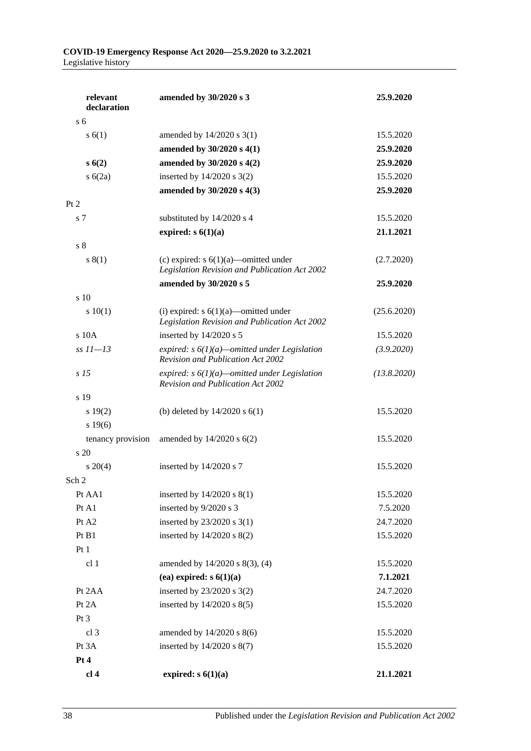| | | |
|---|---|---|
| **relevant declaration** | **amended by 30/2020 s 3** | **25.9.2020** |
| s 6 | | |
| s 6(1) | amended by 14/2020 s 3(1) | 15.5.2020 |
| | **amended by 30/2020 s 4(1)** | **25.9.2020** |
| **s 6(2)** | **amended by 30/2020 s 4(2)** | **25.9.2020** |
| s 6(2a) | inserted by 14/2020 s 3(2) | 15.5.2020 |
| | **amended by 30/2020 s 4(3)** | **25.9.2020** |
| Pt 2 | | |
| s 7 | substituted by 14/2020 s 4 | 15.5.2020 |
| | **expired: s 6(1)(a)** | **21.1.2021** |
| s 8 | | |
| s 8(1) | (c) expired: s 6(1)(a)—omitted under *Legislation Revision and Publication Act 2002* | (2.7.2020) |
| | **amended by 30/2020 s 5** | **25.9.2020** |
| s 10 | | |
| s 10(1) | (i) expired: s 6(1)(a)—omitted under *Legislation Revision and Publication Act 2002* | (25.6.2020) |
| s 10A | inserted by 14/2020 s 5 | 15.5.2020 |
| *ss 11—13* | *expired: s 6(1)(a)—omitted under Legislation Revision and Publication Act 2002* | *(3.9.2020)* |
| *s 15* | *expired: s 6(1)(a)—omitted under Legislation Revision and Publication Act 2002* | *(13.8.2020)* |
| s 19 | | |
| s 19(2) | (b) deleted by 14/2020 s 6(1) | 15.5.2020 |
| s 19(6) | | |
| tenancy provision | amended by 14/2020 s 6(2) | 15.5.2020 |
| s 20 | | |
| s 20(4) | inserted by 14/2020 s 7 | 15.5.2020 |
| Sch 2 | | |
| Pt AA1 | inserted by 14/2020 s 8(1) | 15.5.2020 |
| Pt A1 | inserted by 9/2020 s 3 | 7.5.2020 |
| Pt A2 | inserted by 23/2020 s 3(1) | 24.7.2020 |
| Pt B1 | inserted by 14/2020 s 8(2) | 15.5.2020 |
| Pt 1 | | |
| cl 1 | amended by 14/2020 s 8(3), (4) | 15.5.2020 |
| | **(ea) expired: s 6(1)(a)** | **7.1.2021** |
| Pt 2AA | inserted by 23/2020 s 3(2) | 24.7.2020 |
| Pt 2A | inserted by 14/2020 s 8(5) | 15.5.2020 |
| Pt 3 | | |
| cl 3 | amended by 14/2020 s 8(6) | 15.5.2020 |
| Pt 3A | inserted by 14/2020 s 8(7) | 15.5.2020 |
| **Pt 4** | | |
| **cl 4** | **expired: s 6(1)(a)** | **21.1.2021** |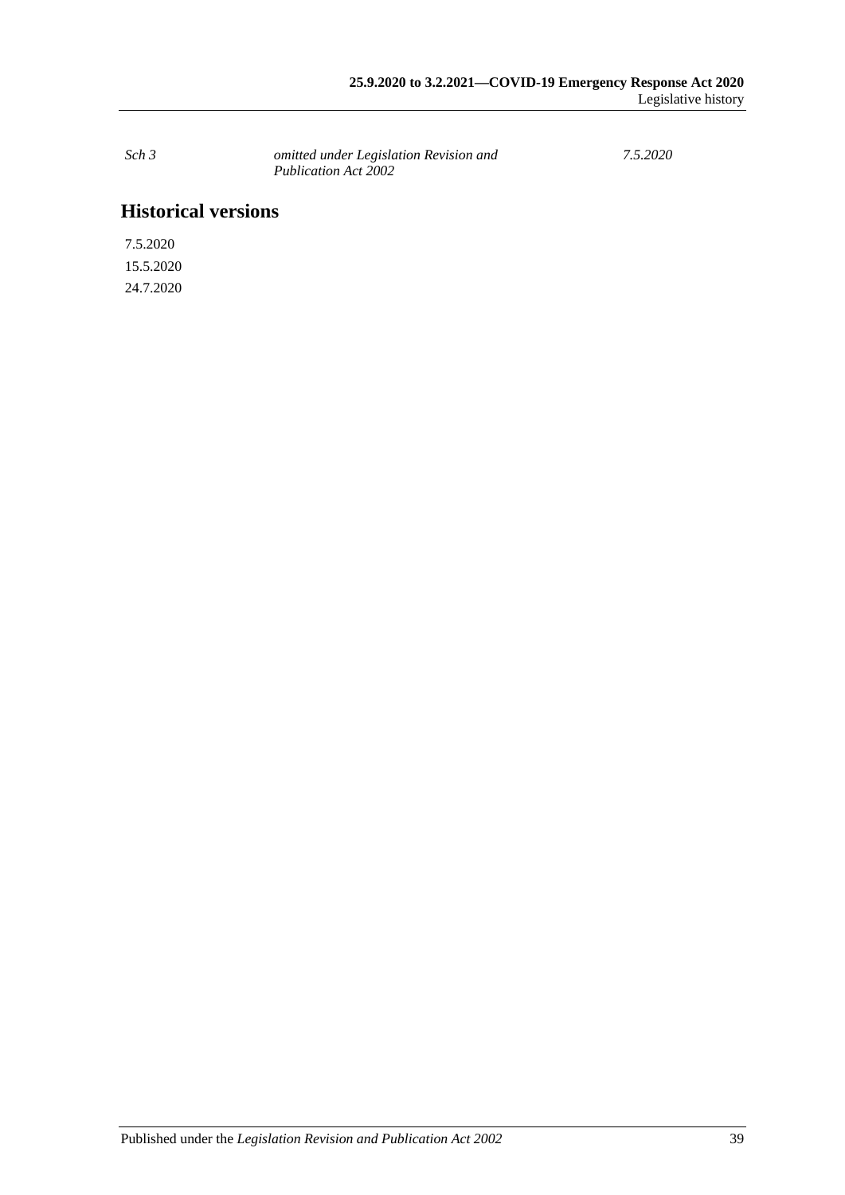| | | |
|---|---|---|
| *Sch 3* | *omitted under Legislation Revision and Publication Act 2002* | *7.5.2020* |

## Historical versions

7.5.2020

15.5.2020

24.7.2020